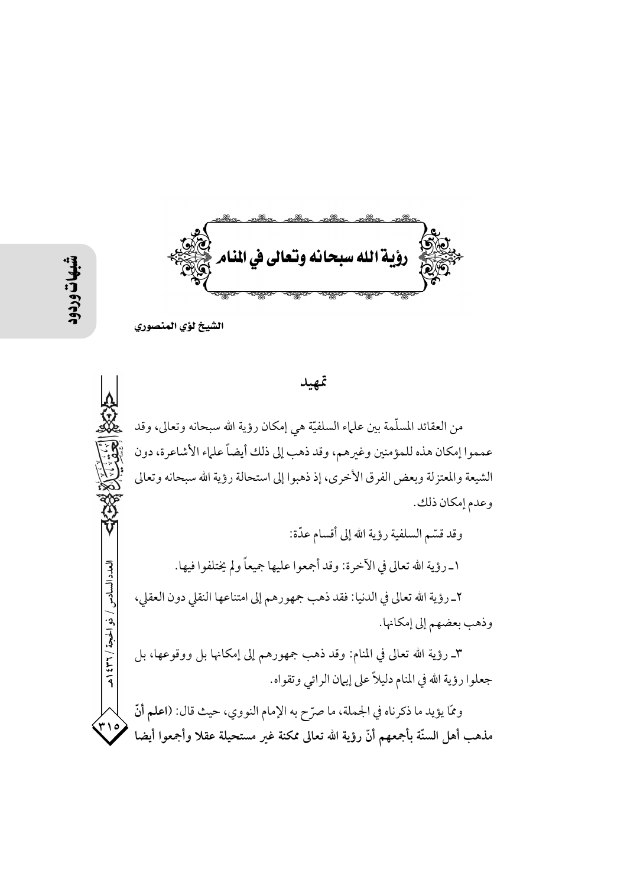# رؤية الله سبحانه وتعالى في المنام

**الشيخ لؤي المنصوري**

## تمهيد

من العقائد المسلّمة بين علماء السلفيّة هي إمكان رؤية الله سبحانه وتعالى، وقد عمموا إمكان هذه للمؤمنين وغيرهم، وقد ذهب إلى ذلك أيضاً علماء الأشاعرة، دون الشيعة والمعتزلة وبعض الفرق الأخرى، إذ ذهبوا إلى استحالة رؤية الله سبحانه وتعالى وعدم إمكان ذلك.

وقد قسّم السلفية رؤية الله إلى أقسام عدّة:

١ـ رؤية الله تعالى في الآخرة: وقد أجمعوا عليها جميعاً ولم يختلفوا فيها.

٢ـ رؤية الله تعالى في الدنيا: فقد ذهب جمهورهم إلى امتناعها النقلي دون العقلي، وذهب بعضهم إلى إمكانها.

٣ـ رؤية الله تعالى في المنام: وقد ذهب جمهورهم إلى إمكانها بل ووقوعها، بل جعلوا رؤية الله في المنام دليلاً على إيمان الرائي وتقواه.

وممّا يؤيد ما ذكرناه في الجملة، ما صرّح به الإمام النووي، حيث قال: (**اعلم أنّ مذهب أهل السنّة بأجمعهم أنّ رؤية الله تعالى ممكنة غير مستحيلة عقلا وأجمعوا أيضا**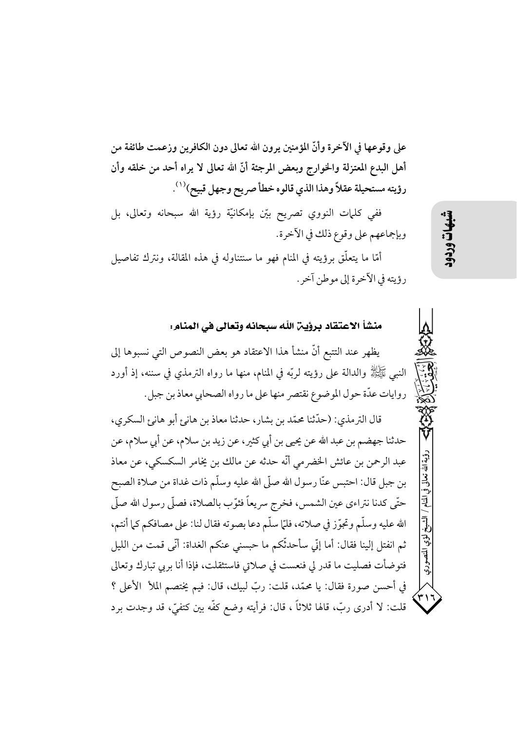**على وقوعها في الآخرة وأنّ المؤمنين يرون الله تعالى دون الكافرين وزعمت طائفة من أهل البدع المعتزلة والخوارج وبعض المرجئة أنّ الله تعالى لا يراه أحد من خلقه وأن رؤيته مستحيلة عقلاً وهذا الذي قالوه خطأ صريح وجهل قبيح)**[1].

ففي كلمات النووي تصريح بيّن بإمكانيّة رؤية الله سبحانه وتعالى، بل وبإجماعهم على وقوع ذلك في الآخرة.

أمّا ما يتعلّق برؤيته في المنام فهو ما سنتناوله في هذه المقالة، ونترك تفاصيل رؤيته في الآخرة إلى موطن آخر.

### منشأ الاعتقاد برؤية الله سبحانه وتعالى في المنام:

يظهر عند التتبع أنّ منشأ هذا الاعتقاد هو بعض النصوص التي نسبوها إلى النبي ﷺ والدالة على رؤيته لربّه في المنام، منها ما رواه الترمذي في سننه، إذ أورد روايات عدّة حول الموضوع نقتصر منها على ما رواه الصحابي معاذ بن جبل.

قال الترمذي: (حدّثنا محمّد بن بشار، حدثنا معاذ بن هانئ أبو هانئ السكري، حدثنا جهضم بن عبد الله عن يحيى بن أبي كثير، عن زيد بن سلام، عن أبي سلام، عن عبد الرحمن بن عائش الحضرمي أنّه حدثه عن مالك بن يخامر السكسكي، عن معاذ بن جبل قال: احتبس عنّا رسول الله صلّى الله عليه وسلّم ذات غداة من صلاة الصبح حتّى كدنا نتراءى عين الشمس، فخرج سريعاً فثوّب بالصلاة، فصلّى رسول الله صلّى الله عليه وسلّم وتجوّز في صلاته، فلمّا سلّم دعا بصوته فقال لنا: على مصافكم كما أنتم، ثم انفتل إلينا فقال: أما إنّي سأحدثّكم ما حبسني عنكم الغداة: أنّي قمت من الليل فتوضأت فصليت ما قدر لي فنعست في صلاتي فاستثقلت، فإذا أنا بربي تبارك وتعالى في أحسن صورة فقال: يا محمّد، قلت: ربّ لبيك، قال: فيم يختصم الملأ الأعلى ؟ قلت: لا أدرى ربّ، قالها ثلاثاً ، قال: فرأيته وضع كفّه بين كتفيّ، قد وجدت برد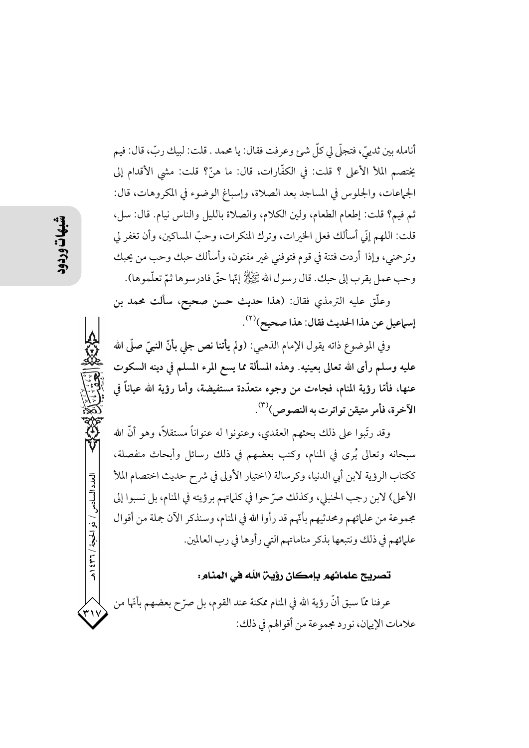أنامله بين ثدييّ، فتجلّى لي كلّ شئ وعرفت فقال: يا محمد . قلت: لبيك ربّ، قال: فيم يختصم الملأ الأعلى ؟ قلت: في الكفّارات، قال: ما هنّ؟ قلت: مشي الأقدام إلى الجماعات، والجلوس في المساجد بعد الصلاة، وإسباغ الوضوء في المكروهات، قال: ثم فيم؟ قلت: إطعام الطعام، ولين الكلام، والصلاة بالليل والناس نيام. قال: سل، قلت: اللهم إنّي أسألك فعل الخيرات، وترك المنكرات، وحبّ المساكين، وأن تغفر لي وترحمني، وإذا أردت فتنة في قوم فتوفني غير مفتون، وأسألك حبك وحب من يحبك وحب عمل يقرب إلى حبك. قال رسول الله ﷺ إنّها حقّ فادرسوها ثمّ تعلّموها).

وعلّق عليه الترمذي فقال: **(هذا حديث حسن صحيح، سألت محمد بن إسماعيل عن هذا الحديث فقال: هذا صحيح)**[2].

وفي الموضوع ذاته يقول الإمام الذهبي: **(ولم يأتنا نص جلي بأنّ النبيّ صلّى الله عليه وسلم رأى الله تعالى بعينيه. وهذه المسألة مما يسع المرء المسلم في دينه السكوت عنها، فأمّا رؤية المنام، فجاءت من وجوه متعدّدة مستفيضة، وأما رؤية الله عياناً في الآخرة، فأمر متيقن تواترت به النصوص)**[3].

وقد رتّبوا على ذلك بحثهم العقدي، وعنونوا له عنواناً مستقلاً، وهو أنّ الله سبحانه وتعالى يُرى في المنام، وكتب بعضهم في ذلك رسائل وأبحاث منفصلة، ككتاب الرؤية لابن أبي الدنيا، وكرسالة (اختيار الأولى في شرح حديث اختصام الملأ الأعلى) لابن رجب الحنبلي، وكذلك صرّحوا في كلماتهم برؤيته في المنام، بل نسبوا إلى مجموعة من علمائهم ومحدثيهم بأنّهم قد رأوا الله في المنام، وسنذكر الآن جملة من أقوال علمائهم في ذلك ونتبعها بذكر مناماتهم التي رأوها في رب العالمين.

### تصريح علمائهم بإمكان رؤية الله في المنام:

عرفنا ممّا سبق أنّ رؤية الله في المنام ممكنة عند القوم، بل صرّح بعضهم بأنّها من علامات الإيمان، نورد مجموعة من أقوالهم في ذلك: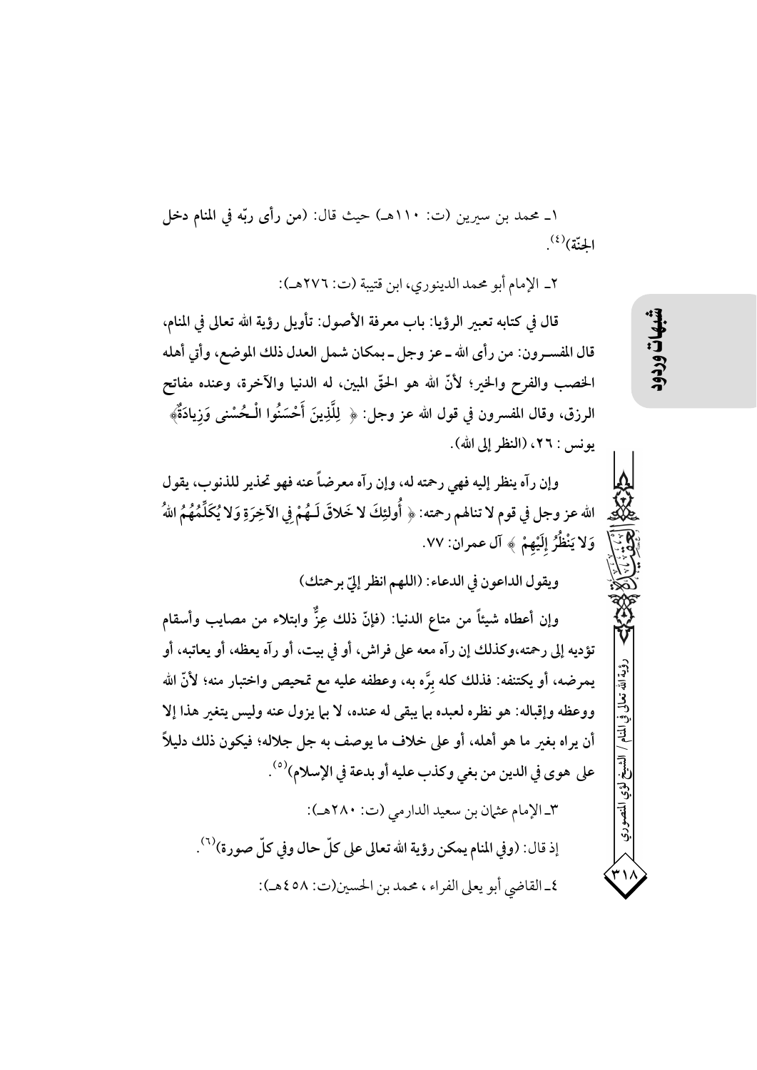١ـ محمد بن سيرين (ت: ١١٠هـ) حيث قال: (من رأى ربّه في المنام دخل الجنّة)[٤].

٢ـ الإمام أبو محمد الدينوري، ابن قتيبة (ت: ٢٧٦هـ):

قال في كتابه تعبير الرؤيا: باب معرفة الأصول: تأويل رؤية الله تعالى في المنام، قال المفسـرون: من رأى الله ـ عز وجل ـ بمكان شمل العدل ذلك الموضع، وأتى أهله الخصب والفرح والخير؛ لأنّ الله هو الحقّ المبين، له الدنيا والآخرة، وعنده مفاتح الرزق، وقال المفسرون في قول الله عز وجل: ﴿ لِلَّذِينَ أَحْسَنُوا الْـحُسْنى وَزِيادَةٌ﴾ يونس: ٢٦، (النظر إلى الله).

وإن رآه ينظر إليه فهي رحمته له، وإن رآه معرضاً عنه فهو تحذير للذنوب، يقول الله عز وجل في قوم لا تنالهم رحمته: ﴿ أُولئِكَ لا خَلاقَ لَـهُمْ فِي الآخِرَةِ وَلا يُكَلِّمُهُمُ اللهُ وَلا يَنْظُرُ إِلَيْهِمْ ﴾ آل عمران: ٧٧.

ويقول الداعون في الدعاء: (اللهم انظر إليّ برحمتك)

وإن أعطاه شيئاً من متاع الدنيا: (فإنّ ذلك عِزٌّ وابتلاء من مصايب وأسقام تؤديه إلى رحمته،وكذلك إن رآه معه على فراش، أو في بيت، أو رآه يعظه، أو يعاتبه، أو يمرضه، أو يكتنفه: فذلك كله برَّه به، وعطفه عليه مع تمحيص واختبار منه؛ لأنّ الله ووعظه وإقباله: هو نظره لعبده بما يبقى له عنده، لا بما يزول عنه وليس يتغير هذا إلا أن يراه بغير ما هو أهله، أو على خلاف ما يوصف به جل جلاله؛ فيكون ذلك دليلاً على هوى في الدين من بغي وكذب عليه أو بدعة في الإسلام)[٥].

٣ـ الإمام عثمان بن سعيد الدارمي (ت: ٢٨٠هـ):

إذ قال: (وفي المنام يمكن رؤية الله تعالى على كلّ حال وفي كلّ صورة)[٦].

٤ـ القاضي أبو يعلى الفراء ، محمد بن الحسين(ت: ٤٥٨هـ):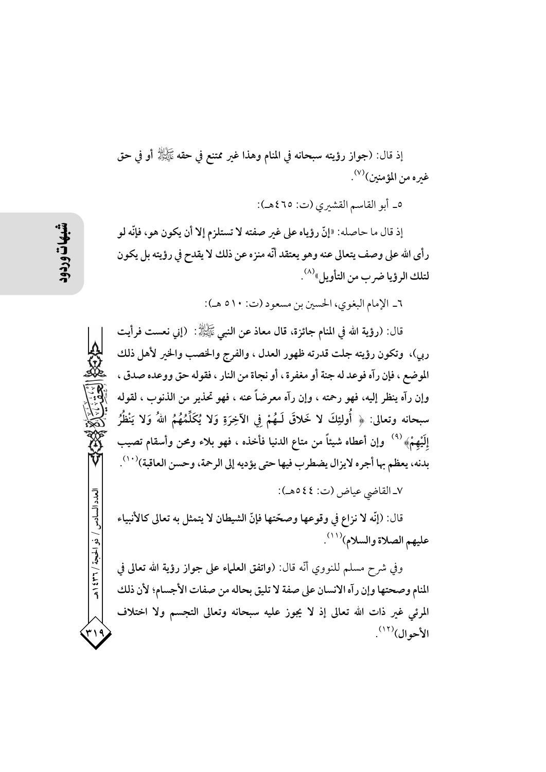إذ قال: (جواز رؤيته سبحانه في المنام وهذا غير ممتنع في حقه ﷺ أو في حق غيره من المؤمنين)[7].

٥ـ أبو القاسم القشيري (ت: ٤٦٥هـ):

إذ قال ما حاصله: «إنّ رؤياه على غير صفته لا تستلزم إلا أن يكون هو، فإنّه لو رأى الله على وصف يتعالى عنه وهو يعتقد أنّه منزه عن ذلك لا يقدح في رؤيته بل يكون لتلك الرؤيا ضرب من التأويل»[8].

٦ـ الإمام البغوي، الحسين بن مسعود (ت: ٥١٠ هـ):

قال: (رؤية الله في المنام جائزة، قال معاذ عن النبي ﷺ: (إني نعست فرأيت ربي)، وتكون رؤيته جلت قدرته ظهور العدل ، والفرج والخصب والخير لأهل ذلك الموضع ، فإن رآه فوعد له جنة أو مغفرة ، أو نجاة من النار ، فقوله حق ووعده صدق ، وإن رآه ينظر إليه، فهو رحمته ، وإن رآه معرضاً عنه ، فهو تحذير من الذنوب ، لقوله سبحانه وتعالى: ﴿ أُولئِكَ لا خَلاقَ لَـهُمْ فِي الآخِرَةِ وَلا يُكَلِّمُهُمُ اللهُ وَلا يَنْظُرُ إِلَيْهِمْ﴾[9] وإن أعطاه شيئاً من متاع الدنيا فأخذه ، فهو بلاء ومحن وأسقام تصيب بدنه، يعظم بها أجره لايزال يضطرب فيها حتى يؤديه إلى الرحمة، وحسن العاقبة)[10].

٧ـ القاضي عياض (ت: ٥٤٤هـ):

قال: (إنّه لا نزاع في وقوعها وصحّتها فإنّ الشيطان لا يتمثل به تعالى كالأنبياء عليهم الصلاة والسلام)[11].

وفي شرح مسلم للنووي أنّه قال: (واتفق العلماء على جواز رؤية الله تعالى في المنام وصحتها وإن رآه الانسان على صفة لا تليق بحاله من صفات الأجسام؛ لأن ذلك المرئي غير ذات الله تعالى إذ لا يجوز عليه سبحانه وتعالى التجسم ولا اختلاف الأحوال)[12].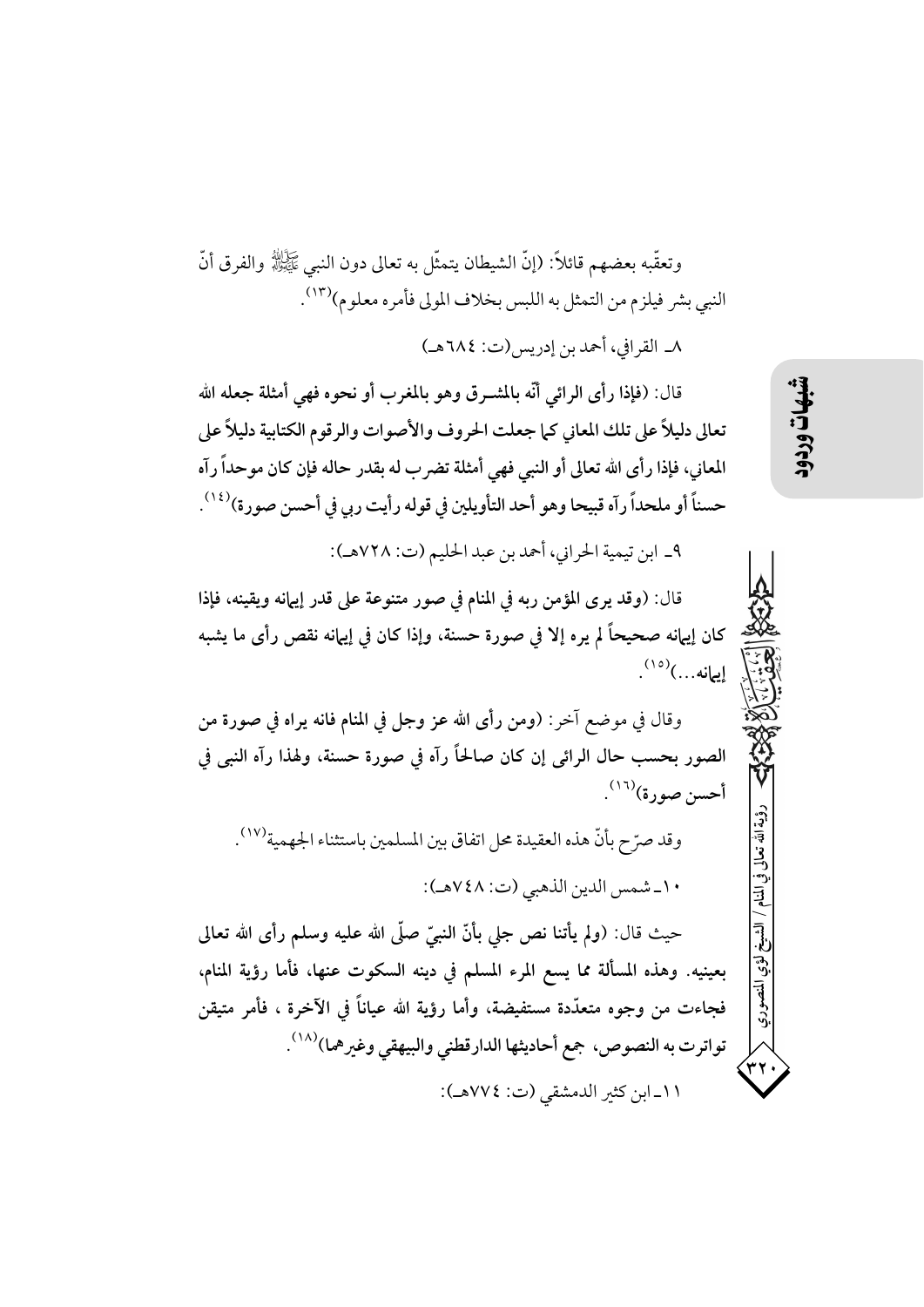وتعقّبه بعضهم قائلاً: (إنّ الشيطان يتمثّل به تعالى دون النبي ﷺ والفرق أنّ النبي بشر فيلزم من التمثل به اللبس بخلاف المولى فأمره معلوم)[١٣].

٨ـ القرافي، أحمد بن إدريس (ت: ٦٨٤هـ)

**قال: (فإذا رأى الرائي أنّه بالمشرق وهو بالمغرب أو نحوه فهي أمثلة جعله الله تعالى دليلاً على تلك المعاني كما جعلت الحروف والأصوات والرقوم الكتابية دليلاً على المعاني، فإذا رأى الله تعالى أو النبي فهي أمثلة تضرب له بقدر حاله فإن كان موحداً رآه حسناً أو ملحداً رآه قبيحا وهو أحد التأويلين في قوله رأيت ربي في أحسن صورة)[١٤].**

٩ـ ابن تيمية الحراني، أحمد بن عبد الحليم (ت: ٧٢٨هـ):

**قال: (وقد يرى المؤمن ربه في المنام في صور متنوعة على قدر إيمانه ويقينه، فإذا كان إيمانه صحيحاً لم يره إلا في صورة حسنة، وإذا كان في إيمانه نقص رأى ما يشبه إيمانه...)[١٥].**

**وقال في موضع آخر: (ومن رأى الله عز وجل في المنام فانه يراه في صورة من الصور بحسب حال الرائى إن كان صالحاً رآه في صورة حسنة، ولهذا رآه النبى في أحسن صورة)[١٦].**

وقد صرّح بأنّ هذه العقيدة محل اتفاق بين المسلمين باستثناء الجهمية[١٧].

١٠ـ شمس الدين الذهبي (ت: ٧٤٨هـ):

**حيث قال: (ولم يأتنا نص جلي بأنّ النبيّ صلّى الله عليه وسلم رأى الله تعالى بعينيه. وهذه المسألة مما يسع المرء المسلم في دينه السكوت عنها، فأما رؤية المنام، فجاءت من وجوه متعدّدة مستفيضة، وأما رؤية الله عياناً في الآخرة ، فأمر متيقن تواترت به النصوص، جمع أحاديثها الدارقطني والبيهقي وغيرهما)[١٨].**

١١ـ ابن كثير الدمشقي (ت: ٧٧٤هـ):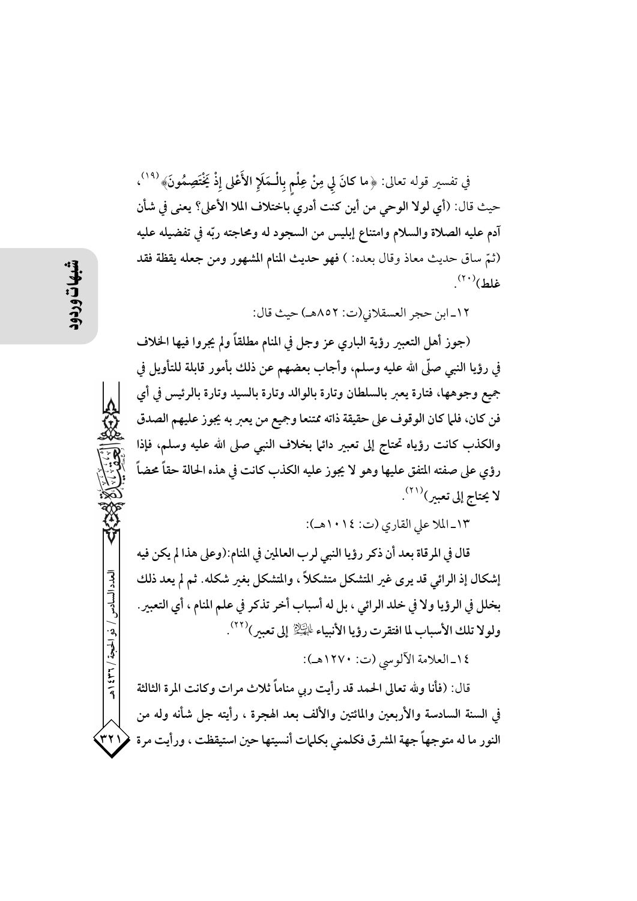في تفسير قوله تعالى: ﴿ما كانَ لِي مِنْ عِلْمٍ بِالْـمَلَإِ الأَعْلى إِذْ يَخْتَصِمُونَ﴾[19]، حيث قال: (أي لولا الوحي من أين كنت أدري باختلاف الملا الأعلى؟ يعنى في شأن آدم عليه الصلاة والسلام وامتناع إبليس من السجود له ومحاجته ربّه في تفضيله عليه (ثمّ ساق حديث معاذ وقال بعده: ) فهو حديث المنام المشهور ومن جعله يقظة فقد غلط)[20].

١٢ـ ابن حجر العسقلاني(ت: ٨٥٢هـ) حيث قال:

(جوز أهل التعبير رؤية الباري عز وجل في المنام مطلقاً ولم يجروا فيها الخلاف في رؤيا النبي صلّى الله عليه وسلم، وأجاب بعضهم عن ذلك بأمور قابلة للتأويل في جميع وجوهها، فتارة يعبر بالسلطان وتارة بالوالد وتارة بالسيد وتارة بالرئيس في أي فن كان، فلما كان الوقوف على حقيقة ذاته ممتنعا وجميع من يعبر به يجوز عليهم الصدق والكذب كانت رؤياه تحتاج إلى تعبير دائما بخلاف النبي صلى الله عليه وسلم، فإذا رؤي على صفته المتفق عليها وهو لا يجوز عليه الكذب كانت في هذه الحالة حقاً محضاً لا يحتاج إلى تعبير)[21].

١٣ـ الملا علي القاري (ت: ١٠١٤هـ):

قال في المرقاة بعد أن ذكر رؤيا النبي لرب العالمين في المنام:(وعلى هذا لم يكن فيه إشكال إذ الرائي قد يرى غير المتشكل متشكلاً، والمتشكل بغير شكله. ثم لم يعد ذلك بخلل في الرؤيا ولا في خلد الرائي، بل له أسباب أخر تذكر في علم المنام، أي التعبير. ولولا تلك الأسباب لما افتقرت رؤيا الأنبياء عليهم السلام إلى تعبير)[22].

١٤ـ العلامة الآلوسي (ت: ١٢٧٠هـ):

قال: (فأنا ولله تعالى الحمد قد رأيت ربي مناماً ثلاث مرات وكانت المرة الثالثة في السنة السادسة والأربعين والمائتين والألف بعد الهجرة، رأيته جل شأنه وله من النور ما له متوجهاً جهة المشرق فكلمني بكلمات أنسيتها حين استيقظت، ورأيت مرة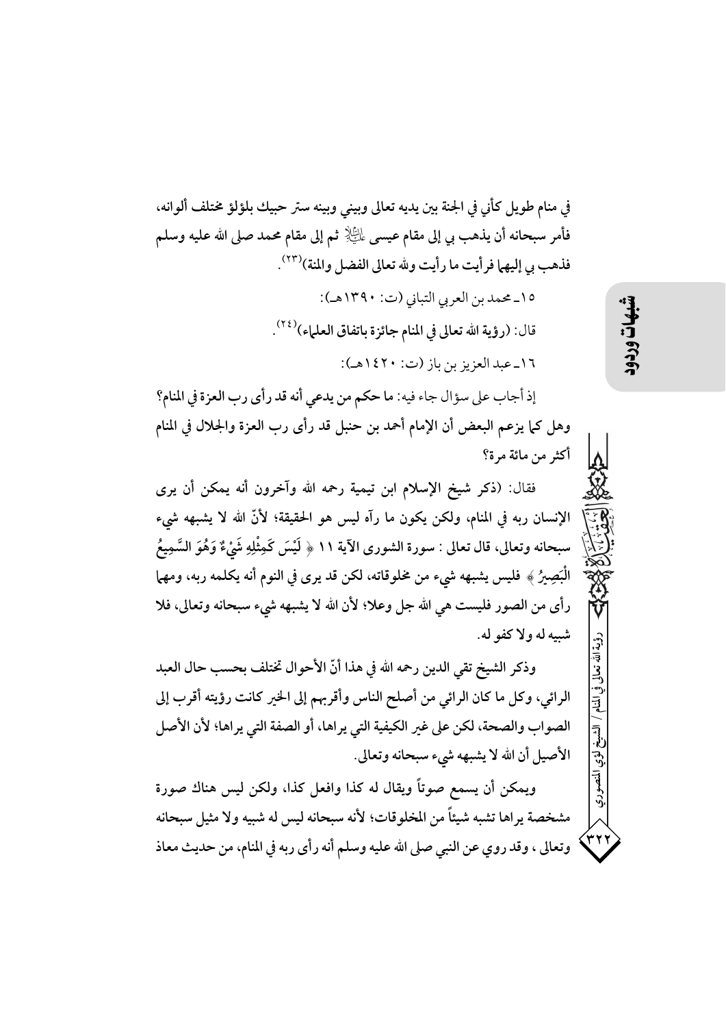في منام طويل كأني في الجنة بين يديه تعالى وبيني وبينه ستر حبيك بلؤلؤ مختلف ألوانه، فأمر سبحانه أن يذهب بي إلى مقام عيسى عليه السلام ثم إلى مقام محمد صلى الله عليه وسلم فذهب بي إليهما فرأيت ما رأيت ولله تعالى الفضل والمنة)[٢٣].

١٥ـ محمد بن العربي التباني (ت: ١٣٩٠هـ):

قال: (رؤية الله تعالى في المنام جائزة باتفاق العلماء)[٢٤].

١٦ـ عبد العزيز بن باز (ت: ١٤٢٠هـ):

إذ أجاب على سؤال جاء فيه: **ما حكم من يدعي أنه قد رأى رب العزة في المنام؟ وهل كما يزعم البعض أن الإمام أحمد بن حنبل قد رأى رب العزة والجلال في المنام أكثر من مائة مرة؟**

فقال: (ذكر شيخ الإسلام ابن تيمية رحمه الله وآخرون أنه يمكن أن يرى الإنسان ربه في المنام، ولكن يكون ما رآه ليس هو الحقيقة؛ لأنّ الله لا يشبهه شيء سبحانه وتعالى، قال تعالى: سورة الشورى الآية ١١ ﴿ لَيْسَ كَمِثْلِهِ شَيْءٌ وَهُوَ السَّمِيعُ الْبَصِيرُ ﴾ فليس يشبهه شيء من مخلوقاته، لكن قد يرى في النوم أنه يكلمه ربه، ومهما رأى من الصور فليست هي الله جل وعلا؛ لأن الله لا يشبهه شيء سبحانه وتعالى، فلا شبيه له ولا كفو له.

وذكر الشيخ تقي الدين رحمه الله في هذا أنّ الأحوال تختلف بحسب حال العبد الرائي، وكل ما كان الرائي من أصلح الناس وأقربهم إلى الخير كانت رؤيته أقرب إلى الصواب والصحة، لكن على غير الكيفية التي يراها، أو الصفة التي يراها؛ لأن الأصل الأصيل أن الله لا يشبهه شيء سبحانه وتعالى.

ويمكن أن يسمع صوتاً ويقال له كذا وافعل كذا، ولكن ليس هناك صورة مشخصة يراها تشبه شيئاً من المخلوقات؛ لأنه سبحانه ليس له شبيه ولا مثيل سبحانه وتعالى، وقد روي عن النبي صلى الله عليه وسلم أنه رأى ربه في المنام، من حديث معاذ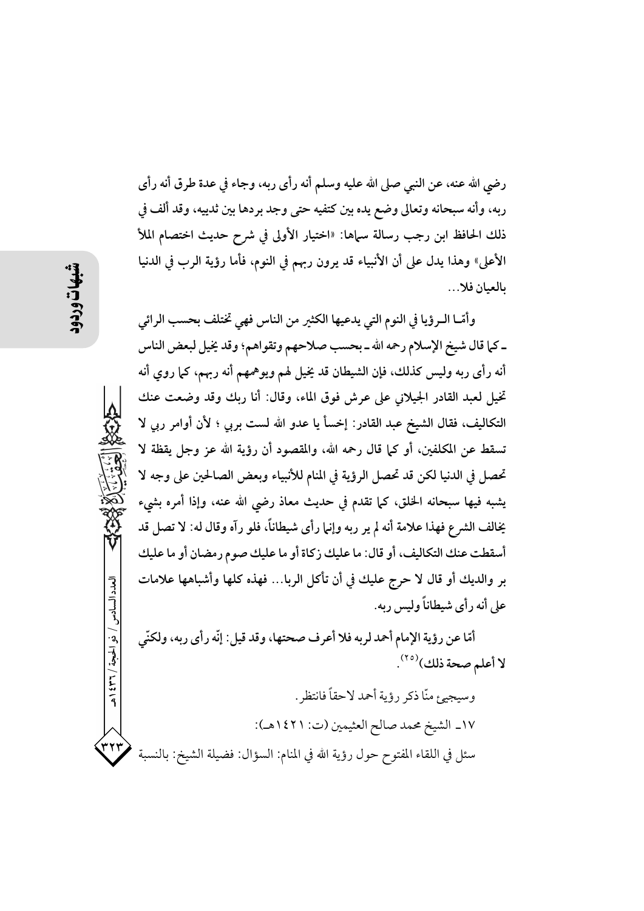رضي الله عنه، عن النبي صلى الله عليه وسلم أنه رأى ربه، وجاء في عدة طرق أنه رأى ربه، وأنه سبحانه وتعالى وضع يده بين كتفيه حتى وجد بردها بين ثدييه، وقد ألف في ذلك الحافظ ابن رجب رسالة سماها: «اختيار الأولى في شرح حديث اختصام الملأ الأعلى» وهذا يدل على أن الأنبياء قد يرون ربهم في النوم، فأما رؤية الرب في الدنيا بالعيان فلا...

وأمّـا الـرؤيا في النوم التي يدعيها الكثير من الناس فهي تختلف بحسب الرائي ـ كما قال شيخ الإسلام رحمه الله ـ بحسب صلاحهم وتقواهم؛ وقد يخيل لبعض الناس أنه رأى ربه وليس كذلك، فإن الشيطان قد يخيل لهم ويوهمهم أنه ربهم، كما روي أنه تخيل لعبد القادر الجيلاني على عرش فوق الماء، وقال: أنا ربك وقد وضعت عنك التكاليف، فقال الشيخ عبد القادر: إخسأ يا عدو الله لست بربي ؛ لأن أوامر ربي لا تسقط عن المكلفين، أو كما قال رحمه الله، والمقصود أن رؤية الله عز وجل يقظة لا تحصل في الدنيا لكن قد تحصل الرؤية في المنام للأنبياء وبعض الصالحين على وجه لا يشبه فيها سبحانه الخلق، كما تقدم في حديث معاذ رضي الله عنه، وإذا أمره بشيء يخالف الشرع فهذا علامة أنه لم ير ربه وإنما رأى شيطاناً، فلو رآه وقال له: لا تصل قد أسقطت عنك التكاليف، أو قال: ما عليك زكاة أو ما عليك صوم رمضان أو ما عليك بر والديك أو قال لا حرج عليك في أن تأكل الربا... فهذه كلها وأشباهها علامات على أنه رأى شيطاناً وليس ربه.

أمّا عن رؤية الإمام أحمد لربه فلا أعرف صحتها، وقد قيل: إنّه رأى ربه، ولكنّي لا أعلم صحة ذلك)[٢٥].

وسيجيئ منّا ذكر رؤية أحمد لاحقاً فانتظر.

١٧ـ الشيخ محمد صالح العثيمين (ت: ١٤٢١هـ):

سئل في اللقاء المفتوح حول رؤية الله في المنام: السؤال: فضيلة الشيخ: بالنسبة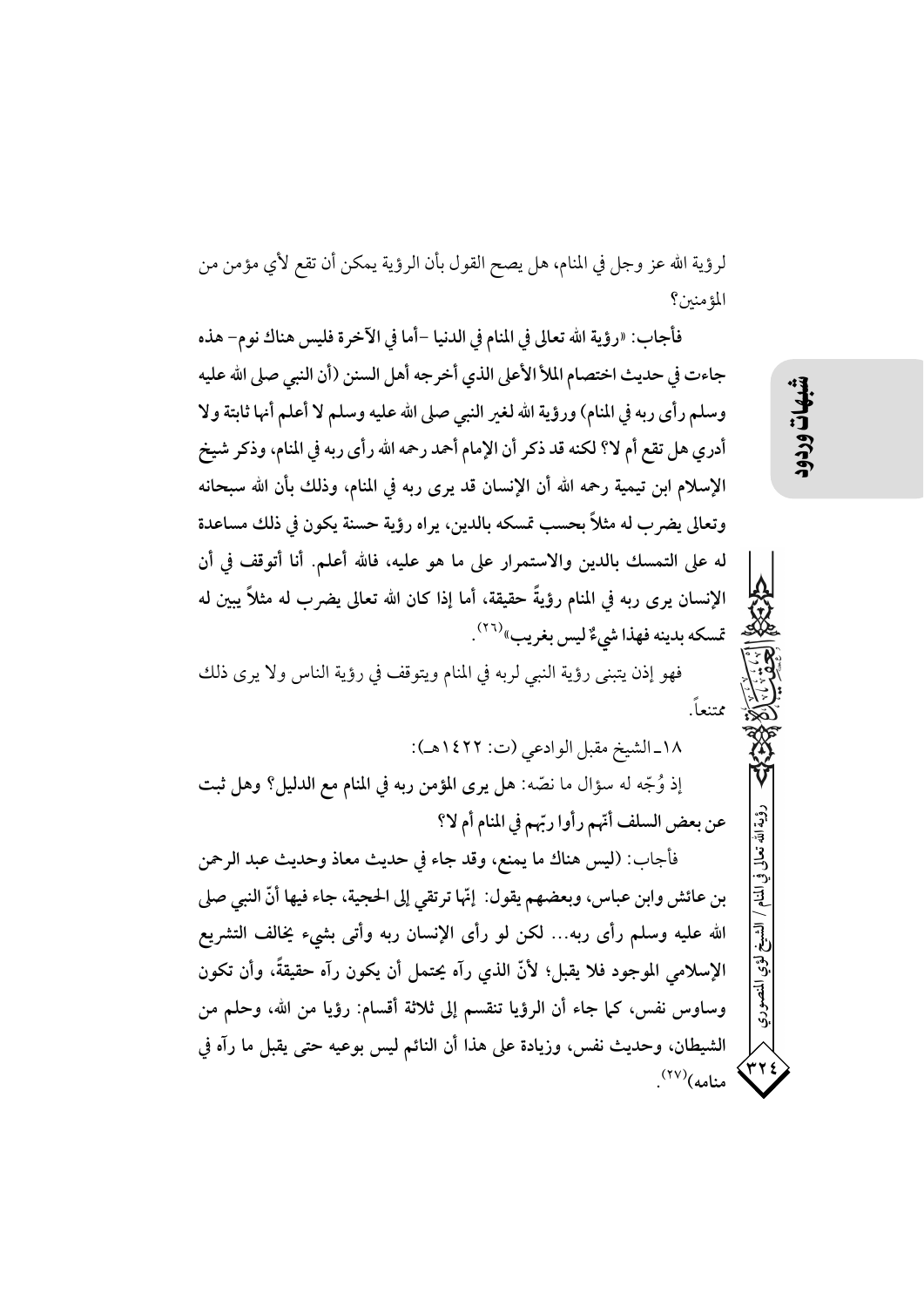لرؤية الله عز وجل في المنام، هل يصح القول بأن الرؤية يمكن أن تقع لأي مؤمن من المؤمنين؟

فأجاب: «رؤية الله تعالى في المنام في الدنيا -أما في الآخرة فليس هناك نوم- هذه جاءت في حديث اختصام الملأ الأعلى الذي أخرجه أهل السنن (أن النبي صلى الله عليه وسلم رأى ربه في المنام) ورؤية الله لغير النبي صلى الله عليه وسلم لا أعلم أنها ثابتة ولا أدري هل تقع أم لا؟ لكنه قد ذكر أن الإمام أحمد رحمه الله رأى ربه في المنام، وذكر شيخ الإسلام ابن تيمية رحمه الله أن الإنسان قد يرى ربه في المنام، وذلك بأن الله سبحانه وتعالى يضرب له مثلاً بحسب تمسكه بالدين، يراه رؤية حسنة يكون في ذلك مساعدة له على التمسك بالدين والاستمرار على ما هو عليه، فالله أعلم. أنا أتوقف في أن الإنسان يرى ربه في المنام رؤيةً حقيقة، أما إذا كان الله تعالى يضرب له مثلاً يبين له تمسكه بدينه فهذا شيءٌ ليس بغريب»[٢٦].

فهو إذن يتبنى رؤية النبي لربه في المنام ويتوقف في رؤية الناس ولا يرى ذلك ممتنعاً.

١٨ـ الشيخ مقبل الوادعي (ت: ١٤٢٢هـ):

إذ وُجّه له سؤال ما نصّه: هل يرى المؤمن ربه في المنام مع الدليل؟ وهل ثبت عن بعض السلف أنّهم رأوا ربّهم في المنام أم لا؟

فأجاب: (ليس هناك ما يمنع، وقد جاء في حديث معاذ وحديث عبد الرحمن بن عائش وابن عباس، وبعضهم يقول: إنّها ترتقي إلى الحجية، جاء فيها أنّ النبي صلى الله عليه وسلم رأى ربه... لكن لو رأى الإنسان ربه وأتى بشيء يخالف التشريع الإسلامي الموجود فلا يقبل؛ لأنّ الذي رآه يحتمل أن يكون رآه حقيقةً، وأن تكون وساوس نفس، كما جاء أن الرؤيا تنقسم إلى ثلاثة أقسام: رؤيا من الله، وحلم من الشيطان، وحديث نفس، وزيادة على هذا أن النائم ليس بوعيه حتى يقبل ما رآه في منامه)[٢٧].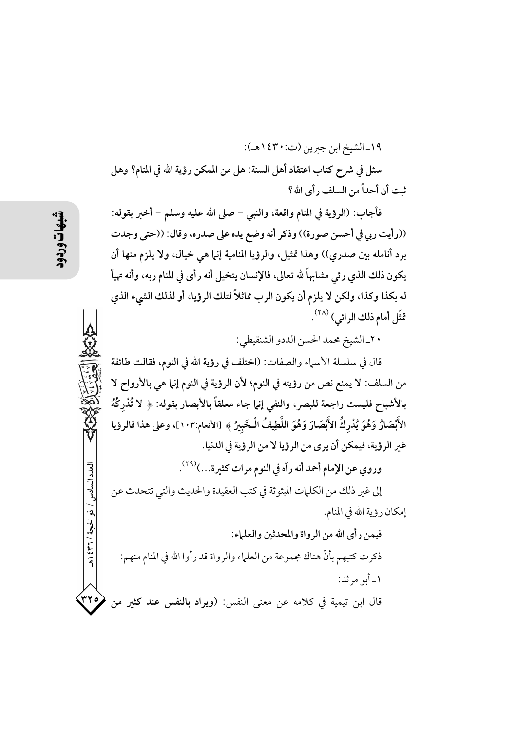١٩ـ الشيخ ابن جبرين (ت:١٤٣٠هـ):

**سئل في شرح كتاب اعتقاد أهل السنة: هل من الممكن رؤية الله في المنام؟ وهل ثبت أن أحداً من السلف رأى الله؟**

**فأجاب: (الرؤية في المنام واقعة، والنبي - صلى الله عليه وسلم - أخبر بقوله: ((رأيت ربي في أحسن صورة)) وذكر أنه وضع يده على صدره، وقال: ((حتى وجدت برد أنامله بين صدري)) وهذا تمثيل، والرؤيا المنامية إنما هي خيال، ولا يلزم منها أن يكون ذلك الذي رئي مشابهاً لله تعالى، فالإنسان يتخيل أنه رأى في المنام ربه، وأنه تهيأ له بكذا وكذا، ولكن لا يلزم أن يكون الرب مماثلاً لتلك الرؤيا، أو لذلك الشيء الذي تمثّل أمام ذلك الرائي)** [(٢٨)].

٢٠ـ الشيخ محمد الحسن الددو الشنقيطي:

قال في سلسلة الأسماء والصفات: **(اختلف في رؤية الله في النوم، فقالت طائفة من السلف: لا يمنع نص من رؤيته في النوم؛ لأن الرؤية في النوم إنما هي بالأرواح لا بالأشباح فليست راجعة للبصر، والنفي إنما جاء معلقاً بالأبصار بقوله: ﴿ لا تُدْرِكُهُ الأَبْصَارُ وَهُوَ يُدْرِكُ الأَبْصَارَ وَهُوَ اللَّطِيفُ الْخَبِيرُ ﴾ [الأنعام:١٠٣]، وعلى هذا فالرؤيا غير الرؤية، فيمكن أن يرى من الرؤيا لا من الرؤية في الدنيا.**

**وروي عن الإمام أحمد أنه رآه في النوم مرات كثيرة...)**[(٢٩)].

إلى غير ذلك من الكلمات المبثوثة في كتب العقيدة والحديث والتي تتحدث عن إمكان رؤية الله في المنام.

**فيمن رأى الله من الرواة والمحدثين والعلماء:**

ذكرت كتبهم بأنّ هناك مجموعة من العلماء والرواة قد رأوا الله في المنام منهم:

١ـ أبو مرثد:

قال ابن تيمية في كلامه عن معنى النفس: **(ويراد بالنفس عند كثير من**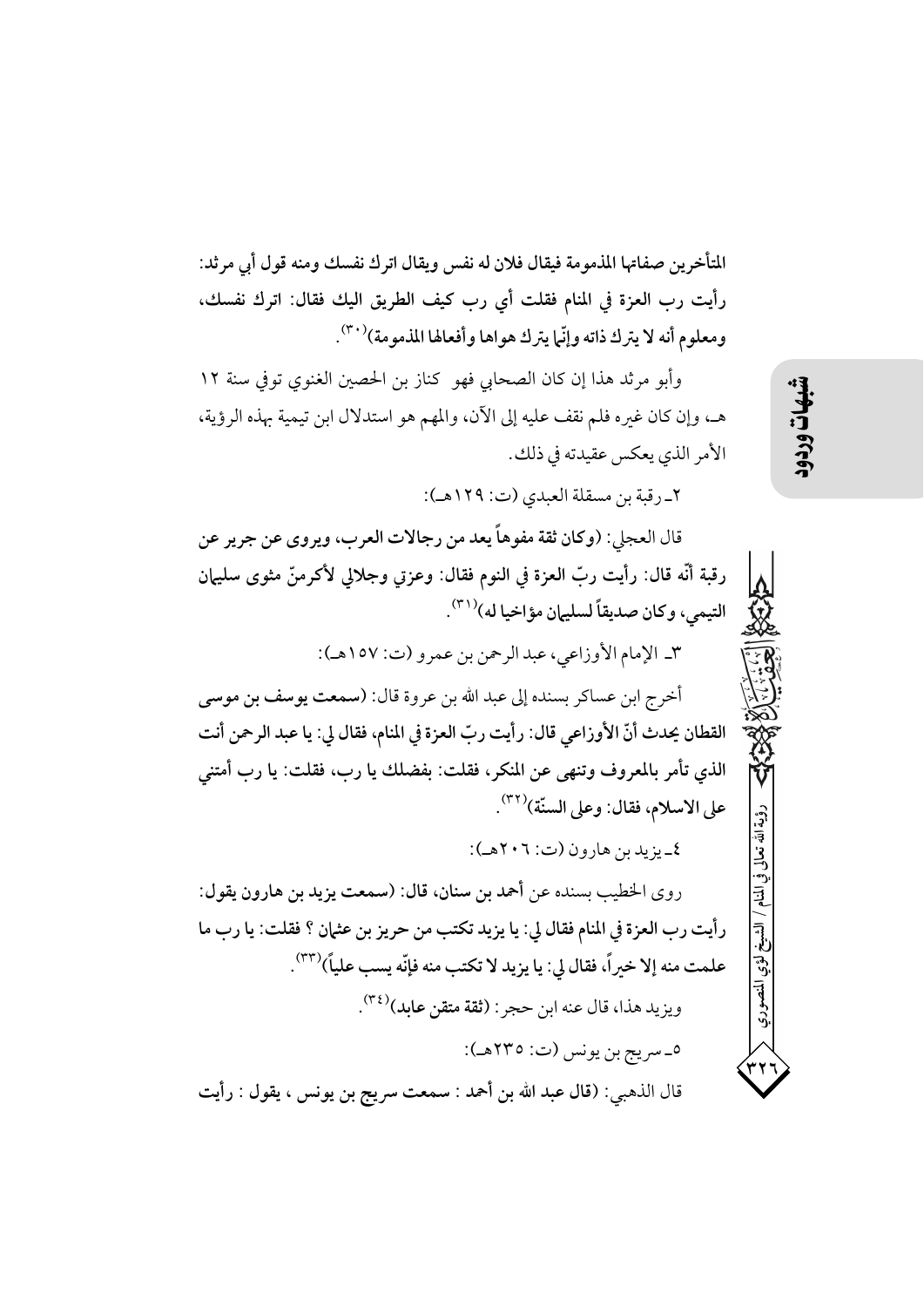**المتأخرين صفاتها المذمومة فيقال فلان له نفس ويقال اترك نفسك ومنه قول أبي مرثد: رأيت رب العزة في المنام فقلت أي رب كيف الطريق اليك فقال: اترك نفسك، ومعلوم أنه لا يترك ذاته وإنّما يترك هواها وأفعالها المذمومة)**[٣٠].

وأبو مرثد هذا إن كان الصحابي فهو كناز بن الحصين الغنوي توفي سنة ١٢ هـ، وإن كان غيره فلم نقف عليه إلى الآن، والمهم هو استدلال ابن تيمية بهذه الرؤية، الأمر الذي يعكس عقيدته في ذلك.

٢ـ رقبة بن مسقلة العبدي (ت: ١٢٩هـ):

قال العجلي: **(وكان ثقة مفوهاً يعد من رجالات العرب، ويروى عن جرير عن رقبة أنّه قال: رأيت ربّ العزة في النوم فقال: وعزتي وجلالي لأكرمنّ مثوى سليمان التيمي، وكان صديقاً لسليمان مؤاخيا له)**[٣١].

٣ـ الإمام الأوزاعي، عبد الرحمن بن عمرو (ت: ١٥٧هـ):

أخرج ابن عساكر بسنده إلى عبد الله بن عروة قال: **(سمعت يوسف بن موسى القطان يحدث أنّ الأوزاعي قال: رأيت ربّ العزة في المنام، فقال لي: يا عبد الرحمن أنت الذي تأمر بالمعروف وتنهى عن المنكر، فقلت: بفضلك يا رب، فقلت: يا رب أمتني على الاسلام، فقال: وعلى السنّة)**[٣٢].

٤ـ يزيد بن هارون (ت: ٢٠٦هـ):

روى الخطيب بسنده عن أحمد بن سنان، قال: **(سمعت يزيد بن هارون يقول: رأيت رب العزة في المنام فقال لي: يا يزيد تكتب من حريز بن عثمان ؟ فقلت: يا رب ما علمت منه إلا خيراً، فقال لي: يا يزيد لا تكتب منه فإنّه يسب علياً)**[٣٣].

ويزيد هذا، قال عنه ابن حجر: **(ثقة متقن عابد)**[٣٤].

٥ـ سريج بن يونس (ت: ٢٣٥هـ):

قال الذهبي: **(قال عبد الله بن أحمد : سمعت سريج بن يونس ، يقول : رأيت**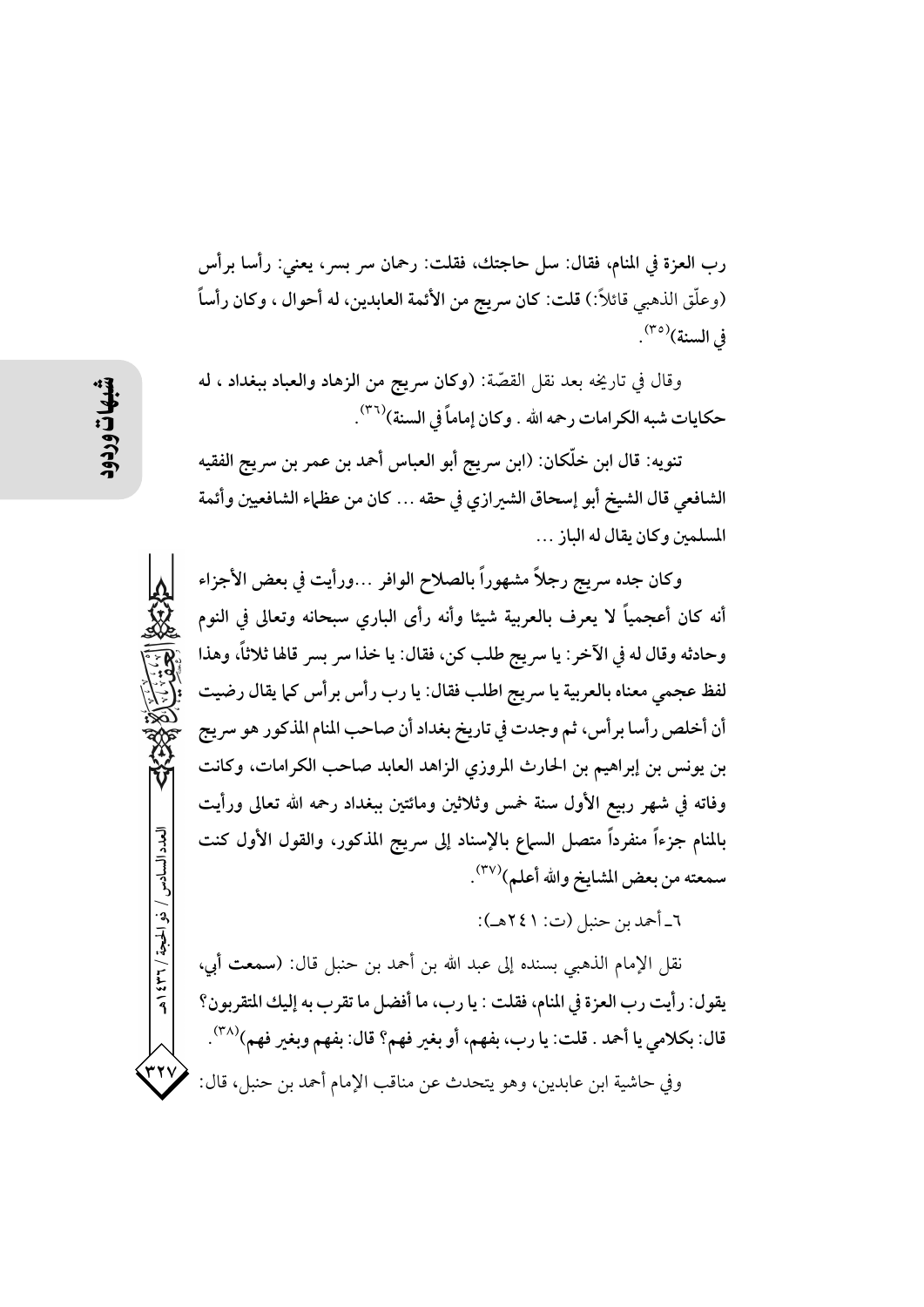رب العزة في المنام، فقال: سل حاجتك، فقلت: رحمان سر بسر، يعني: رأسا برأس (وعلّق الذهبي قائلاً:) قلت: كان سريج من الأئمة العابدين، له أحوال ، وكان رأساً في السنة)[٣٥].

وقال في تاريخه بعد نقل القصّة: (وكان سريج من الزهاد والعباد ببغداد ، له حكايات شبه الكرامات رحمه الله . وكان إماماً في السنة)[٣٦].

تنويه: قال ابن خلّكان: (ابن سريج أبو العباس أحمد بن عمر بن سريج الفقيه الشافعي قال الشيخ أبو إسحاق الشيرازي في حقه ... كان من عظماء الشافعيين وأئمة المسلمين وكان يقال له الباز ...

وكان جده سريج رجلاً مشهوراً بالصلاح الوافر ...ورأيت في بعض الأجزاء أنه كان أعجمياً لا يعرف بالعربية شيئا وأنه رأى الباري سبحانه وتعالى في النوم وحادثه وقال له في الآخر: يا سريج طلب كن، فقال: يا خذا سر بسر قالها ثلاثاً، وهذا لفظ عجمي معناه بالعربية يا سريج اطلب فقال: يا رب رأس برأس كما يقال رضيت أن أخلص رأسا برأس، ثم وجدت في تاريخ بغداد أن صاحب المنام المذكور هو سريج بن يونس بن إبراهيم بن الحارث المروزي الزاهد العابد صاحب الكرامات، وكانت وفاته في شهر ربيع الأول سنة خمس وثلاثين ومائتين ببغداد رحمه الله تعالى ورأيت بالمنام جزءاً منفرداً متصل السماع بالإسناد إلى سريج المذكور، والقول الأول كنت سمعته من بعض المشايخ والله أعلم)[٣٧].

٦ـ أحمد بن حنبل (ت: ٢٤١هـ):

نقل الإمام الذهبي بسنده إلى عبد الله بن أحمد بن حنبل قال: (سمعت أبي، يقول: رأيت رب العزة في المنام، فقلت : يا رب، ما أفضل ما تقرب به إليك المتقربون؟ قال: بكلامي يا أحمد . قلت: يا رب، بفهم، أو بغير فهم؟ قال: بفهم وبغير فهم)[٣٨].

وفي حاشية ابن عابدين، وهو يتحدث عن مناقب الإمام أحمد بن حنبل، قال: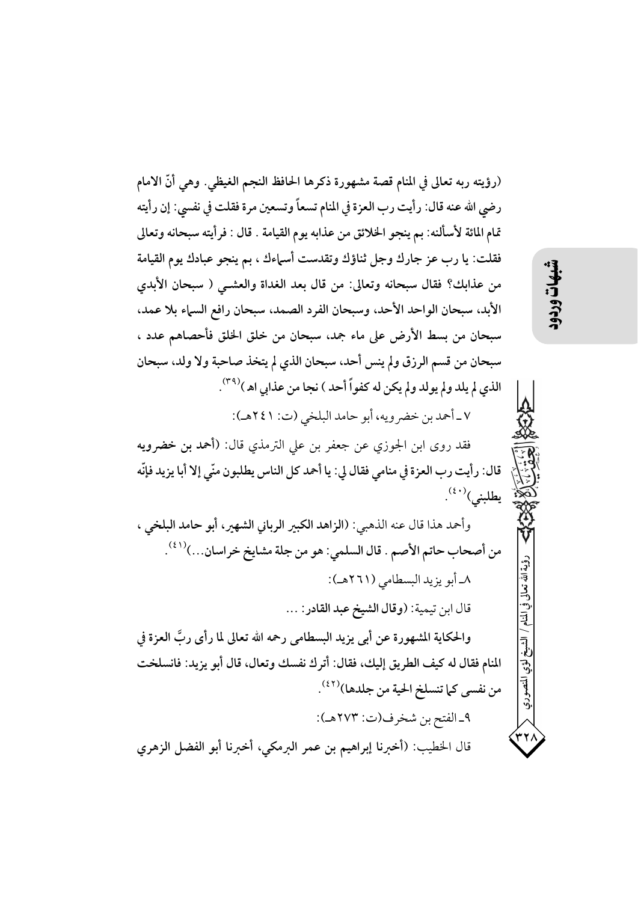(رؤيته ربه تعالى في المنام قصة مشهورة ذكرها الحافظ النجم الغيظي. وهي أنّ الامام رضي الله عنه قال: رأيت رب العزة في المنام تسعاً وتسعين مرة فقلت في نفسي: إن رأيته تمام المائة لأسألنه: بم ينجو الخلائق من عذابه يوم القيامة . قال : فرأيته سبحانه وتعالى فقلت: يا رب عز جارك وجل ثناؤك وتقدست أسماءك ، بم ينجو عبادك يوم القيامة من عذابك؟ فقال سبحانه وتعالى: من قال بعد الغداة والعشي ( سبحان الأبدي الأبد، سبحان الواحد الأحد، وسبحان الفرد الصمد، سبحان رافع السماء بلا عمد، سبحان من بسط الأرض على ماء جمد، سبحان من خلق الخلق فأحصاهم عدد ، سبحان من قسم الرزق ولم ينس أحد، سبحان الذي لم يتخذ صاحبة ولا ولد، سبحان الذي لم يلد ولم يولد ولم يكن له كفواً أحد ) نجا من عذابي اه )[39].

٧ ـ أحمد بن خضرويه، أبو حامد البلخي (ت: ٢٤١هـ):

فقد روى ابن الجوزي عن جعفر بن علي الترمذي قال: (أحمد بن خضرويه قال: رأيت رب العزة في منامي فقال لي: يا أحمد كل الناس يطلبون منّي إلا أبا يزيد فإنّه يطلبني)[40].

وأحمد هذا قال عنه الذهبي: (الزاهد الكبير الرباني الشهير، أبو حامد البلخي ، من أصحاب حاتم الأصم . قال السلمي: هو من جلة مشايخ خراسان...)[41].

٨ـ أبو يزيد البسطامي (٢٦١هـ):

قال ابن تيمية: (وقال الشيخ عبد القادر: ...

والحكاية المشهورة عن أبي يزيد البسطامي رحمه الله تعالى لما رأى ربَّ العزة في المنام فقال له كيف الطريق إليك، فقال: أترك نفسك وتعال، قال أبو يزيد: فانسلخت من نفسي كما تنسلخ الحية من جلدها)[42].

٩ـ الفتح بن شخرف(ت: ٢٧٣هـ):

قال الخطيب: (أخبرنا إبراهيم بن عمر البرمكي، أخبرنا أبو الفضل الزهري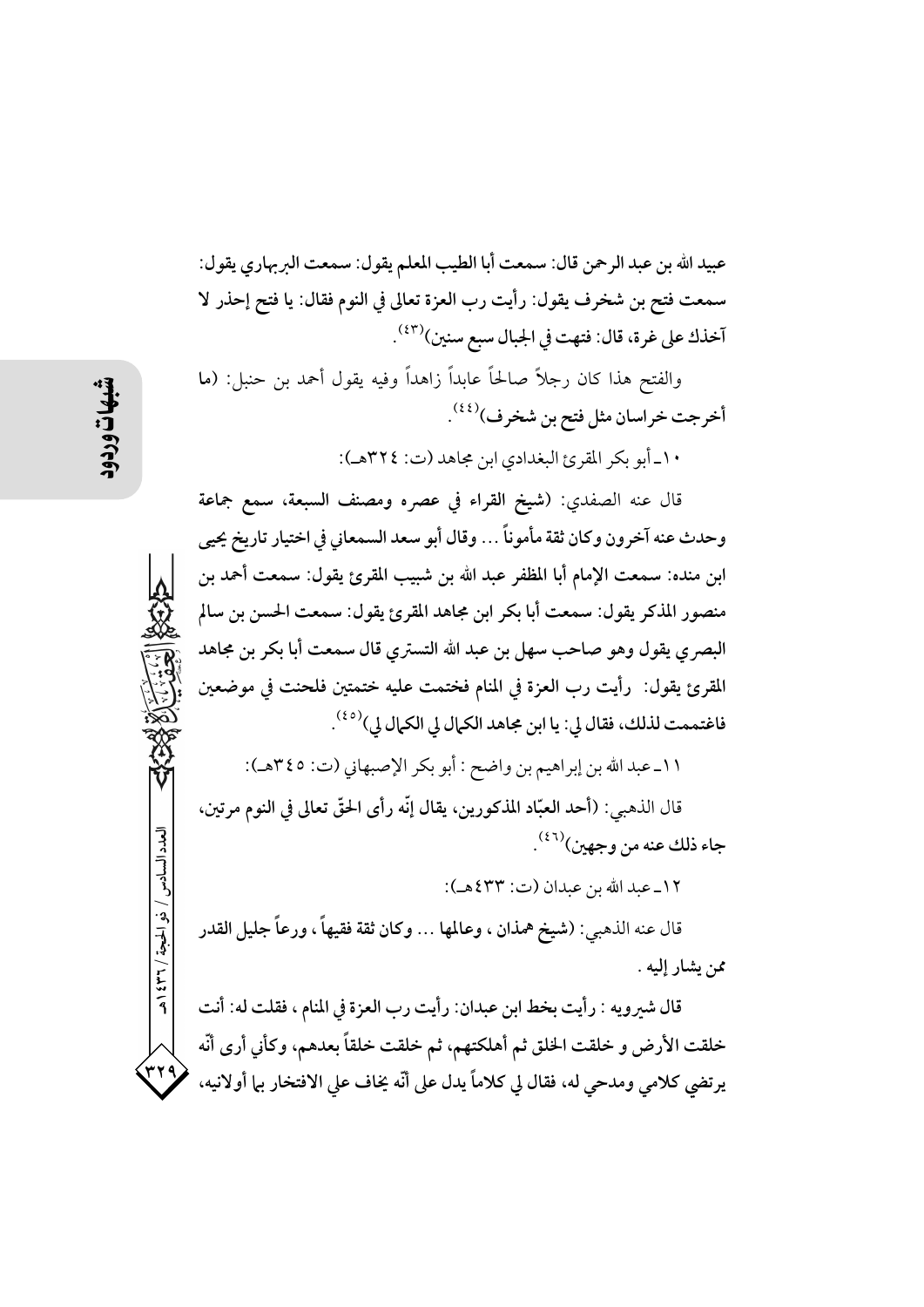عبيد الله بن عبد الرحمن قال: سمعت أبا الطيب المعلم يقول: سمعت البربهاري يقول: سمعت فتح بن شخرف يقول: رأيت رب العزة تعالى في النوم فقال: يا فتح إحذر لا آخذك على غرة، قال: فتهت في الجبال سبع سنين)[43].

والفتح هذا كان رجلاً صالحاً عابداً زاهداً وفيه يقول أحمد بن حنبل: (ما أخرجت خراسان مثل فتح بن شخرف)[44].

١٠ـ أبو بكر المقرئ البغدادي ابن مجاهد (ت: ٣٢٤هـ):

قال عنه الصفدي: (شيخ القراء في عصره ومصنف السبعة، سمع جماعة وحدث عنه آخرون وكان ثقة مأموناً ... وقال أبو سعد السمعاني في اختيار تاريخ يحيى ابن منده: سمعت الإمام أبا المظفر عبد الله بن شبيب المقرئ يقول: سمعت أحمد بن منصور المذكر يقول: سمعت أبا بكر ابن مجاهد المقرئ يقول: سمعت الحسن بن سالم البصري يقول وهو صاحب سهل بن عبد الله التستري قال سمعت أبا بكر بن مجاهد المقرئ يقول: رأيت رب العزة في المنام فختمت عليه ختمتين فلحنت في موضعين فاغتممت لذلك، فقال لي: يا ابن مجاهد الكمال لي الكمال لي)[45].

١١ـ عبد الله بن إبراهيم بن واضح : أبو بكر الإصبهاني (ت: ٣٤٥هـ):

قال الذهبي: (أحد العبّاد المذكورين، يقال إنّه رأى الحقّ تعالى في النوم مرتين، جاء ذلك عنه من وجهين)[46].

١٢ـ عبد الله بن عبدان (ت: ٤٣٣هـ):

قال عنه الذهبي: (شيخ همذان، وعالمها ... وكان ثقة فقيهاً، ورعاً جليل القدر ممن يشار إليه.

قال شيرويه : رأيت بخط ابن عبدان: رأيت رب العزة في المنام، فقلت له: أنت خلقت الأرض و خلقت الخلق ثم أهلكتهم، ثم خلقت خلقاً بعدهم، وكأني أرى أنّه يرتضي كلامي ومدحي له، فقال لي كلاماً يدل على أنّه يخاف علي الافتخار بها أولانيه،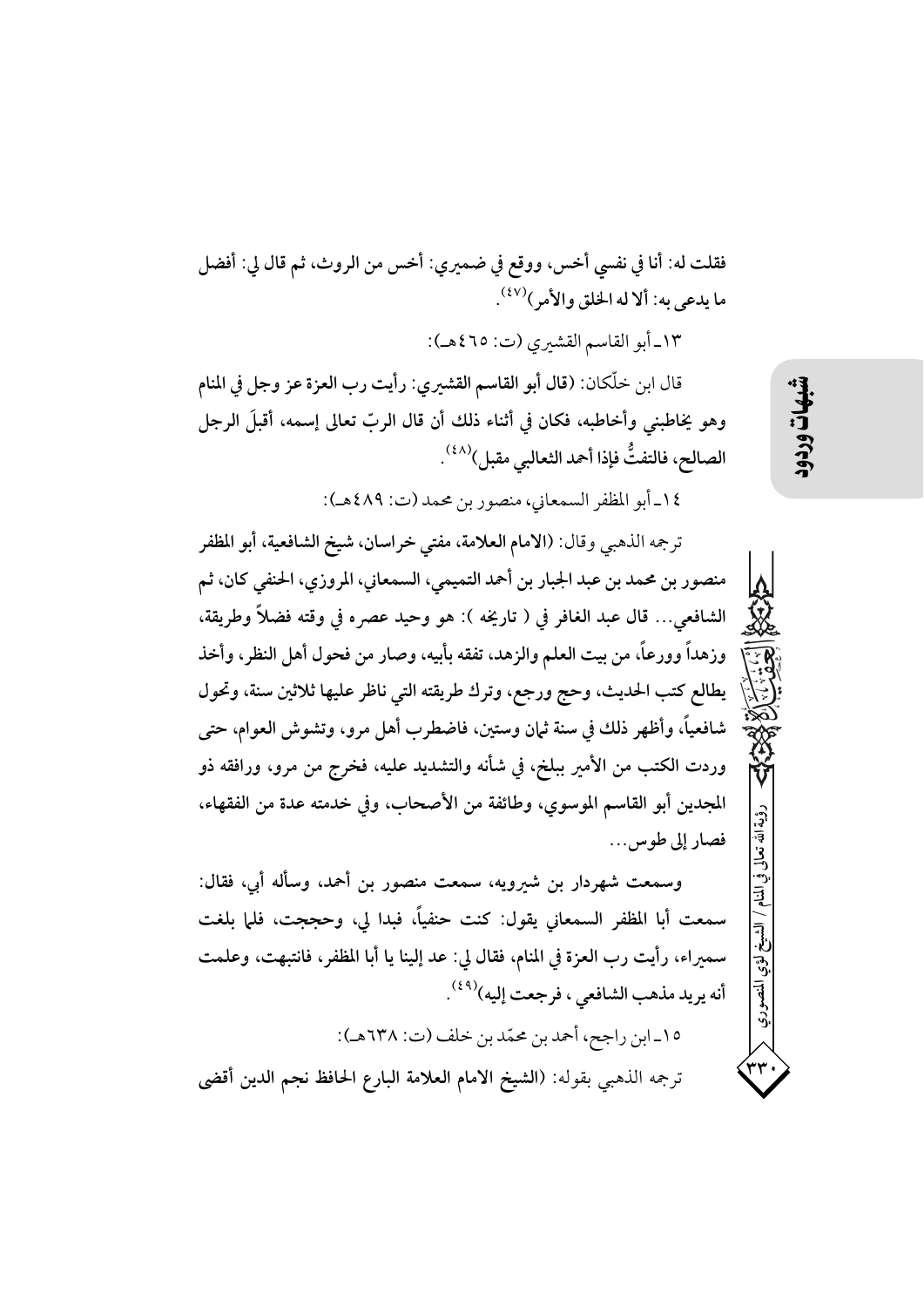فقلت له: أنا في نفسي أخس، ووقع في ضميري: أخس من الروث، ثم قال لي: أفضل ما يدعى به: ألا له الخلق والأمر)[٤٧].

١٣ـ أبو القاسم القشيري (ت: ٤٦٥هـ):

قال ابن خلّكان: (قال أبو القاسم القشيري: رأيت رب العزة عز وجل في المنام وهو يخاطبني وأخاطبه، فكان في أثناء ذلك أن قال الربّ تعالى إسمه، أقبلَ الرجل الصالح، فالتفتُّ فإذا أحمد الثعالبي مقبل)[٤٨].

١٤ـ أبو المظفر السمعاني، منصور بن محمد (ت: ٤٨٩هـ):

ترجمه الذهبي وقال: (الامام العلامة، مفتي خراسان، شيخ الشافعية، أبو المظفر منصور بن محمد بن عبد الجبار بن أحمد التميمي، السمعاني، المروزي، الحنفي كان، ثم الشافعي... قال عبد الغافر في ( تاريخه ): هو وحيد عصره في وقته فضلاً وطريقة، وزهداً وورعاً، من بيت العلم والزهد، تفقه بأبيه، وصار من فحول أهل النظر، وأخذ يطالع كتب الحديث، وحج ورجع، وترك طريقته التي ناظر عليها ثلاثين سنة، وتحول شافعياً، وأظهر ذلك في سنة ثمان وستين، فاضطرب أهل مرو، وتشوش العوام، حتى وردت الكتب من الأمير ببلخ، في شأنه والتشديد عليه، فخرج من مرو، ورافقه ذو المجدين أبو القاسم الموسوي، وطائفة من الأصحاب، وفي خدمته عدة من الفقهاء، فصار إلى طوس...

وسمعت شهردار بن شيرويه، سمعت منصور بن أحمد، وسأله أبي، فقال: سمعت أبا المظفر السمعاني يقول: كنت حنفياً، فبدا لي، وحججت، فلما بلغت سميراء، رأيت رب العزة في المنام، فقال لي: عد إلينا يا أبا المظفر، فانتبهت، وعلمت أنه يريد مذهب الشافعي، فرجعت إليه)[٤٩].

١٥ـ ابن راجح، أحمد بن محمّد بن خلف (ت: ٦٣٨هـ):

ترجمه الذهبي بقوله: (الشيخ الامام العلامة البارع الحافظ نجم الدين أقضى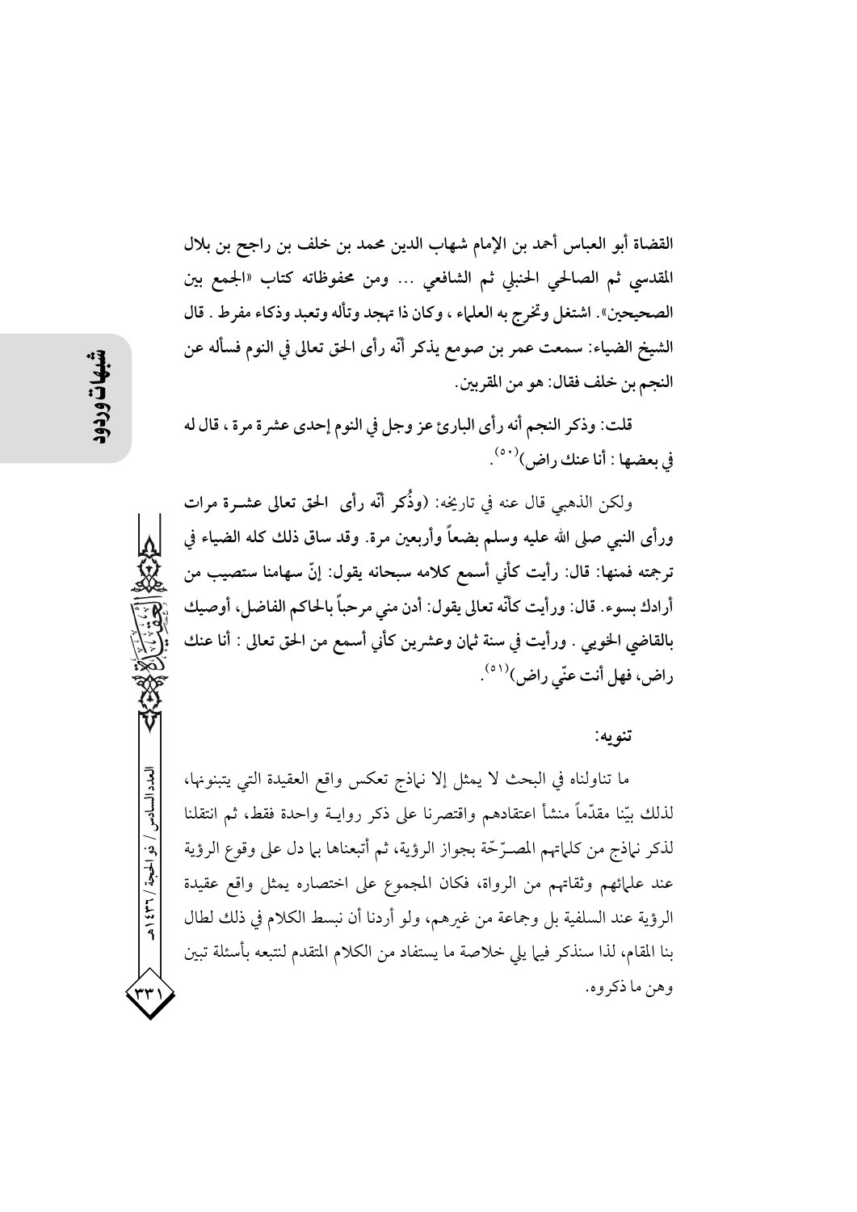القضاة أبو العباس أحمد بن الإمام شهاب الدين محمد بن خلف بن راجح بن بلال المقدسي ثم الصالحي الحنبلي ثم الشافعي ... ومن محفوظاته كتاب «الجمع بين الصحيحين». اشتغل وتخرج به العلماء، وكان ذا تهجد وتأله وتعبد وذكاء مفرط . قال الشيخ الضياء: سمعت عمر بن صومع يذكر أنّه رأى الحق تعالى في النوم فسأله عن النجم بن خلف فقال: هو من المقربين.

قلت: وذكر النجم أنه رأى الباري عز وجل في النوم إحدى عشرة مرة ، قال له في بعضها : أنا عنك راض)[٥٠].

ولكن الذهبي قال عنه في تاريخه: (وذُكر أنّه رأى الحق تعالى عشـرة مرات ورأى النبي صلى الله عليه وسلم بضعاً وأربعين مرة. وقد ساق ذلك كله الضياء في ترجمته فمنها: قال: رأيت كأني أسمع كلامه سبحانه يقول: إنّ سهامنا ستصيب من أرادك بسوء. قال: ورأيت كأنّه تعالى يقول: أدن مني مرحباً بالحاكم الفاضل، أوصيك بالقاضي الخويي . ورأيت في سنة ثمان وعشرين كأني أسمع من الحق تعالى : أنا عنك راض، فهل أنت عنّي راض)[٥١].

**تنويه:**

ما تناولناه في البحث لا يمثل إلا نماذج تعكس واقع العقيدة التي يتبنونها، لذلك بيّنا مقدّماً منشأ اعتقادهم واقتصرنا على ذكر روايـة واحدة فقط، ثم انتقلنا لذكر نماذج من كلماتهم المصـرّحة بجواز الرؤية، ثم أتبعناها بما دل على وقوع الرؤية عند علمائهم وثقاتهم من الرواة، فكان المجموع على اختصاره يمثل واقع عقيدة الرؤية عند السلفية بل وجماعة من غيرهم، ولو أردنا أن نبسط الكلام في ذلك لطال بنا المقام، لذا سنذكر فيما يلي خلاصة ما يستفاد من الكلام المتقدم لنتبعه بأسئلة تبين وهن ما ذكروه.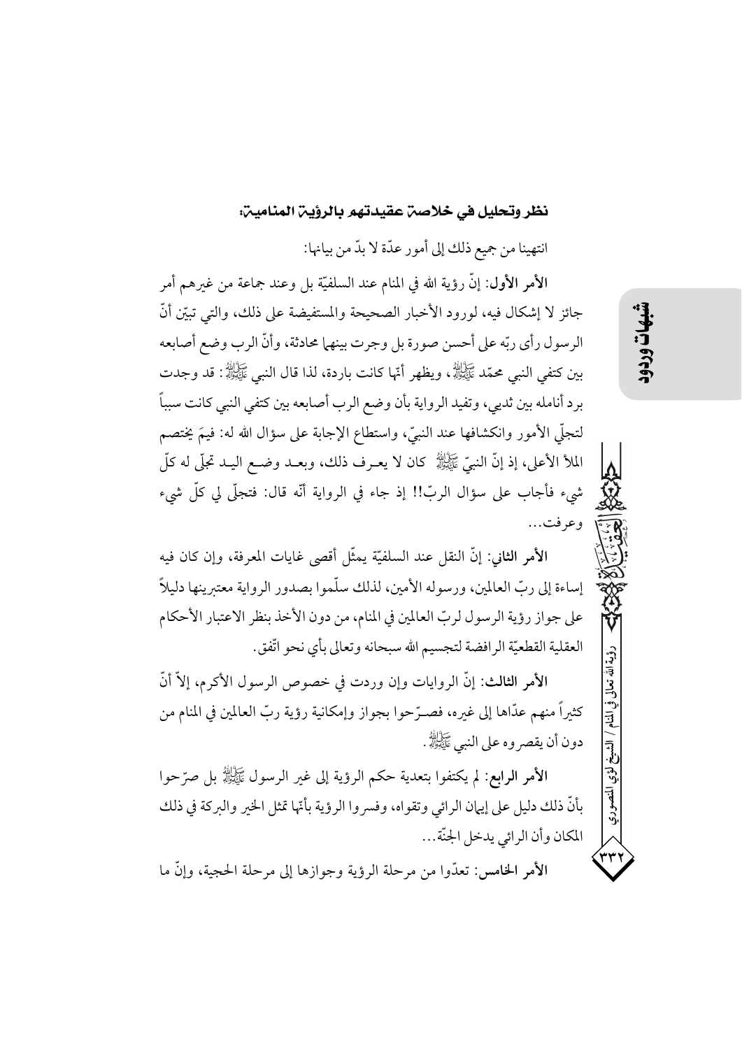## نظر وتحليل في خلاصة عقيدتهم بالرؤية المنامية:

انتهينا من جميع ذلك إلى أمور عدّة لا بدّ من بيانها:

**الأمر الأول**: إنّ رؤية الله في المنام عند السلفيّة بل وعند جماعة من غيرهم أمر جائز لا إشكال فيه، لورود الأخبار الصحيحة والمستفيضة على ذلك، والتي تبيّن أنّ الرسول رأى ربّه على أحسن صورة بل وجرت بينهما محادثة، وأنّ الرب وضع أصابعه بين كتفي النبي محمّد ﷺ، ويظهر أنّها كانت باردة، لذا قال النبي ﷺ: قد وجدت برد أنامله بين ثديي، وتفيد الرواية بأن وضع الرب أصابعه بين كتفي النبي كانت سبباً لتجلّي الأمور وانكشافها عند النبيّ، واستطاع الإجابة على سؤال الله له: فيمَ يختصم الملأ الأعلى، إذ إنّ النبيّ ﷺ كان لا يعرف ذلك، وبعد وضع اليد تجلّى له كلّ شيء فأجاب على سؤال الربّ!! إذ جاء في الرواية أنّه قال: فتجلّى لي كلّ شيء وعرفت...

**الأمر الثاني**: إنّ النقل عند السلفيّة يمثّل أقصى غايات المعرفة، وإن كان فيه إساءة إلى ربّ العالمين، ورسوله الأمين، لذلك سلّموا بصدور الرواية معتبرينها دليلاً على جواز رؤية الرسول لربّ العالمين في المنام، من دون الأخذ بنظر الاعتبار الأحكام العقلية القطعيّة الرافضة لتجسيم الله سبحانه وتعالى بأي نحو اتّفق.

**الأمر الثالث**: إنّ الروايات وإن وردت في خصوص الرسول الأكرم، إلاّ أنّ كثيراً منهم عدّاها إلى غيره، فصرّحوا بجواز وإمكانية رؤية ربّ العالمين في المنام من دون أن يقصروه على النبي ﷺ.

**الأمر الرابع**: لم يكتفوا بتعدية حكم الرؤية إلى غير الرسول ﷺ بل صرّحوا بأنّ ذلك دليل على إيمان الرائي وتقواه، وفسروا الرؤية بأنّها تمثل الخير والبركة في ذلك المكان وأن الرائي يدخل الجنّة...

**الأمر الخامس**: تعدّوا من مرحلة الرؤية وجوازها إلى مرحلة الحجية، وإنّ ما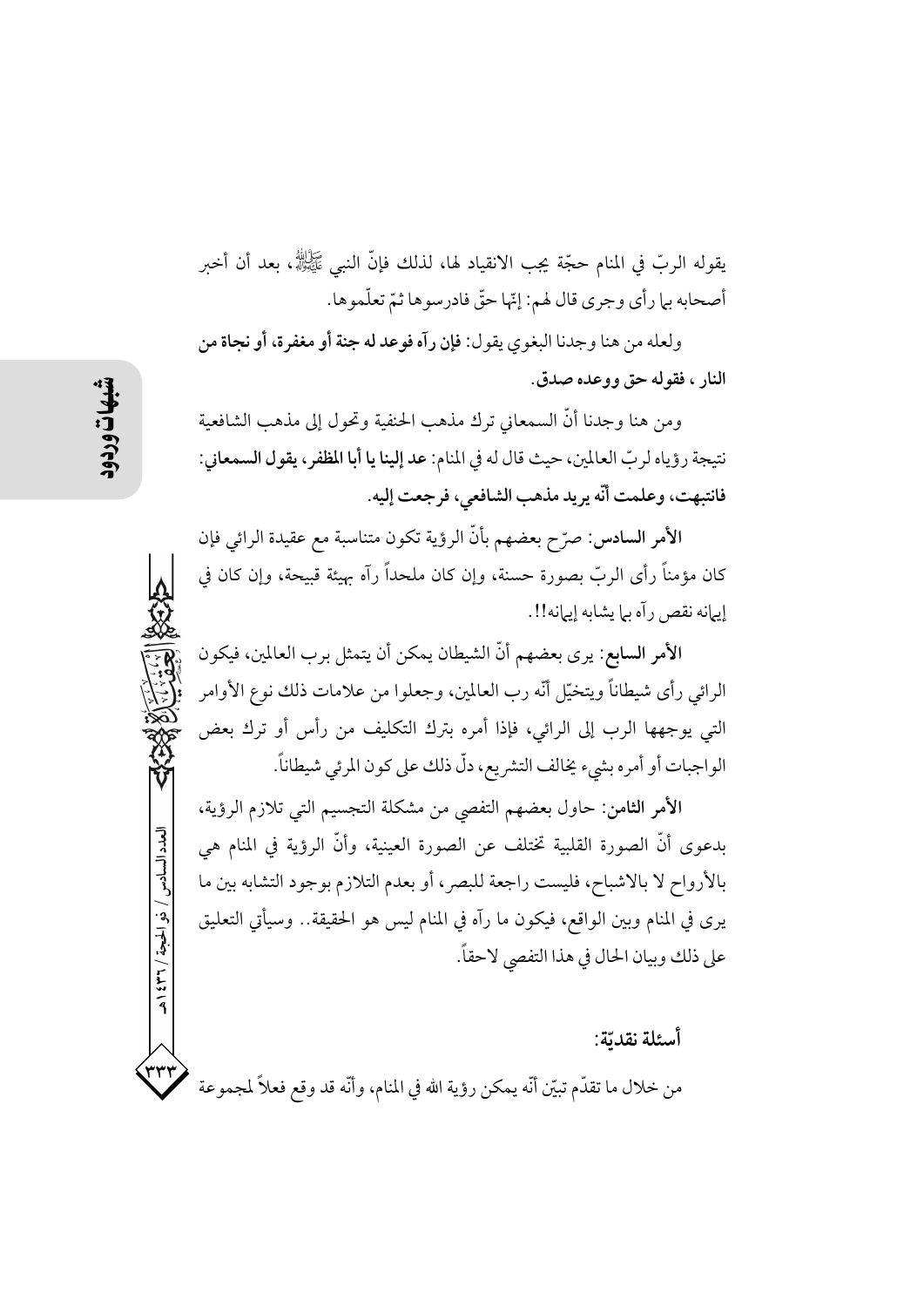يقوله الربّ في المنام حجّة يجب الانقياد لها، لذلك فإنّ النبي ﷺ، بعد أن أخبر أصحابه بها رأى وجرى قال لهم: إنّها حقّ فادرسوها ثمّ تعلّموها.

ولعله من هنا وجدنا البغوي يقول: **فإن رآه فوعد له جنة أو مغفرة، أو نجاة من النار ، فقوله حق ووعده صدق.**

ومن هنا وجدنا أنّ السمعاني ترك مذهب الحنفية وتحول إلى مذهب الشافعية نتيجة رؤياه لربّ العالمين، حيث قال له في المنام: **عد إلينا يا أبا المظفر، يقول السمعاني: فانتبهت، وعلمت أنّه يريد مذهب الشافعي، فرجعت إليه.**

**الأمر السادس**: صرّح بعضهم بأنّ الرؤية تكون متناسبة مع عقيدة الرائي فإن كان مؤمناً رأى الربّ بصورة حسنة، وإن كان ملحداً رآه بهيئة قبيحة، وإن كان في إيمانه نقص رآه بما يشابه إيمانه!!.

**الأمر السابع**: يرى بعضهم أنّ الشيطان يمكن أن يتمثل برب العالمين، فيكون الرائي رأى شيطاناً ويتخيّل أنّه رب العالمين، وجعلوا من علامات ذلك نوع الأوامر التي يوجهها الرب إلى الرائي، فإذا أمره بترك التكليف من رأس أو ترك بعض الواجبات أو أمره بشيء يخالف التشريع، دلّ ذلك على كون المرئي شيطاناً.

**الأمر الثامن**: حاول بعضهم التفصي من مشكلة التجسيم التي تلازم الرؤية، بدعوى أنّ الصورة القلبية تختلف عن الصورة العينية، وأنّ الرؤية في المنام هي بالأرواح لا بالاشباح، فليست راجعة للبصر، أو بعدم التلازم بوجود التشابه بين ما يرى في المنام وبين الواقع، فيكون ما رآه في المنام ليس هو الحقيقة.. وسيأتي التعليق على ذلك وبيان الحال في هذا التفصي لاحقاً.

## أسئلة نقديّة:

من خلال ما تقدّم تبيّن أنّه يمكن رؤية الله في المنام، وأنّه قد وقع فعلاً لمجموعة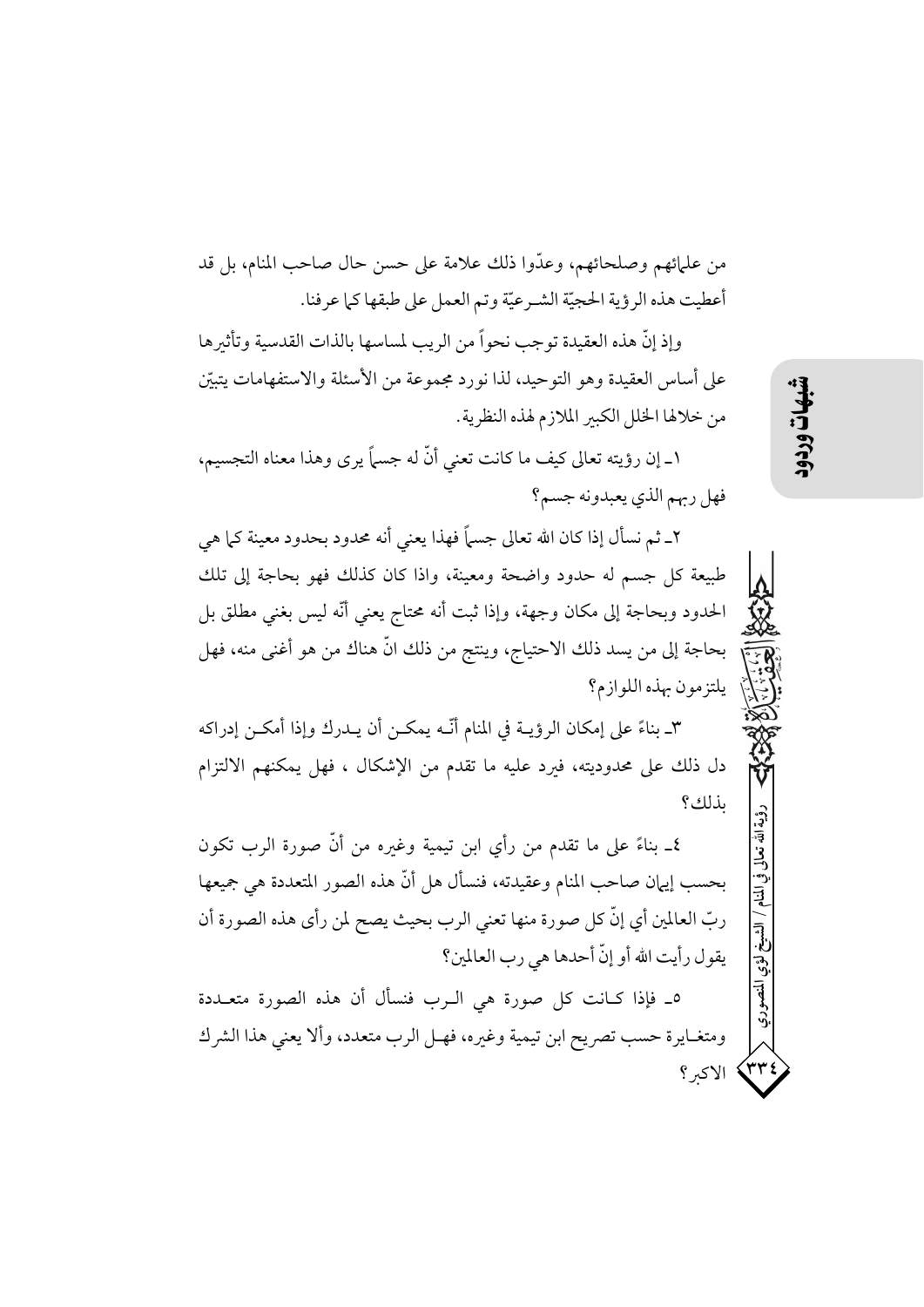من علمائهم وصلحائهم، وعدّوا ذلك علامة على حسن حال صاحب المنام، بل قد أعطيت هذه الرؤية الحجيّة الشـرعيّة وتم العمل على طبقها كما عرفنا.

وإذ إنّ هذه العقيدة توجب نحواً من الريب لمساسها بالذات القدسية وتأثيرها على أساس العقيدة وهو التوحيد، لذا نورد مجموعة من الأسئلة والاستفهامات يتبيّن من خلالها الخلل الكبير الملازم لهذه النظرية.

١ـ إن رؤيته تعالى كيف ما كانت تعني أنّ له جسماً يرى وهذا معناه التجسيم، فهل ربهم الذي يعبدونه جسم؟

٢ـ ثم نسأل إذا كان الله تعالى جسماً فهذا يعني أنه محدود بحدود معينة كما هي طبيعة كل جسم له حدود واضحة ومعينة، واذا كان كذلك فهو بحاجة إلى تلك الحدود وبحاجة إلى مكان وجهة، وإذا ثبت أنه محتاج يعني أنّه ليس بغني مطلق بل بحاجة إلى من يسد ذلك الاحتياج، وينتج من ذلك انّ هناك من هو أغنى منه، فهل يلتزمون بهذه اللوازم؟

٣ـ بناءً على إمكان الرؤيـة في المنام أنّـه يمكـن أن يـدرك وإذا أمكـن إدراكه دل ذلك على محدوديته، فيرد عليه ما تقدم من الإشكال ، فهل يمكنهم الالتزام بذلك؟

٤ـ بناءً على ما تقدم من رأي ابن تيمية وغيره من أنّ صورة الرب تكون بحسب إيمان صاحب المنام وعقيدته، فنسأل هل أنّ هذه الصور المتعددة هي جميعها ربّ العالمين أي إنّ كل صورة منها تعني الرب بحيث يصح لمن رأى هذه الصورة أن يقول رأيت الله أو إنّ أحدها هي رب العالمين؟

٥ـ فإذا كـانت كل صورة هي الـرب فنسأل أن هذه الصورة متعـددة ومتغـايرة حسب تصريح ابن تيمية وغيره، فهـل الرب متعدد، وألا يعني هذا الشرك الاكبر؟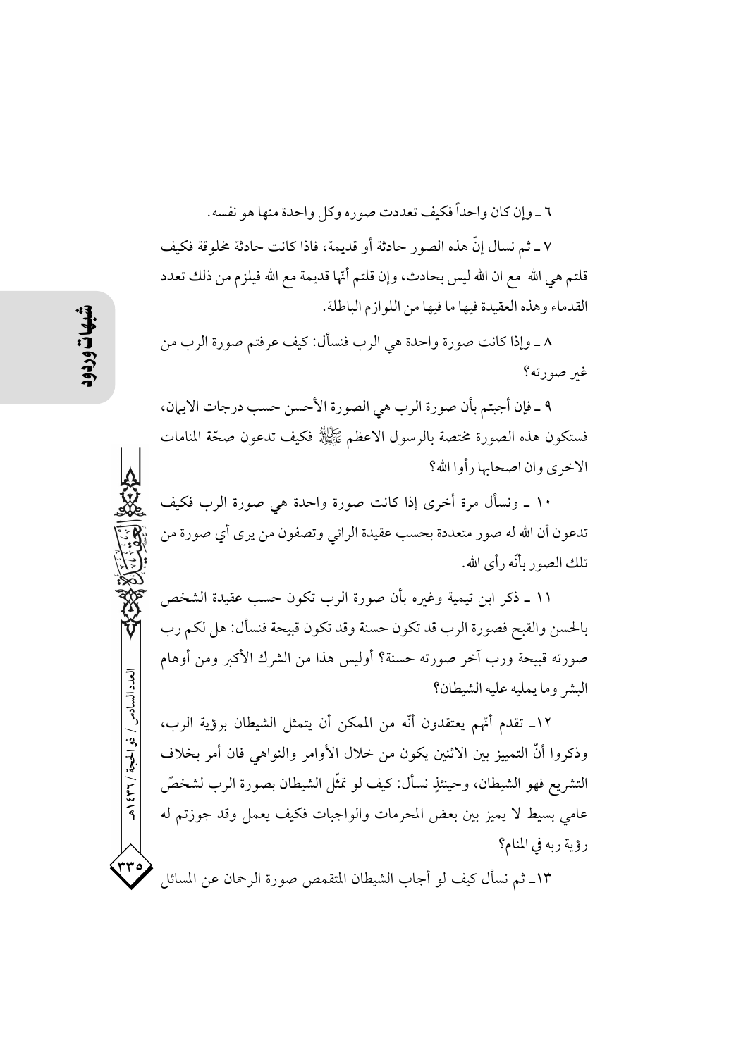٦ ـ وإن كان واحداً فكيف تعددت صوره وكل واحدة منها هو نفسه.

٧ ـ ثم نسال إنّ هذه الصور حادثة أو قديمة، فاذا كانت حادثة مخلوقة فكيف قلتم هي الله مع ان الله ليس بحادث، وإن قلتم أنّها قديمة مع الله فيلزم من ذلك تعدد القدماء وهذه العقيدة فيها ما فيها من اللوازم الباطلة.

٨ ـ وإذا كانت صورة واحدة هي الرب فنسأل: كيف عرفتم صورة الرب من غير صورته؟

٩ ـ فإن أجبتم بأن صورة الرب هي الصورة الأحسن حسب درجات الايمان، فستكون هذه الصورة مختصة بالرسول الاعظم ﷺ فكيف تدعون صحّة المنامات الاخرى وان اصحابها رأوا الله؟

١٠ ـ ونسأل مرة أخرى إذا كانت صورة واحدة هي صورة الرب فكيف تدعون أن الله له صور متعددة بحسب عقيدة الرائي وتصفون من يرى أي صورة من تلك الصور بأنّه رأى الله.

١١ ـ ذكر ابن تيمية وغيره بأن صورة الرب تكون حسب عقيدة الشخص بالحسن والقبح فصورة الرب قد تكون حسنة وقد تكون قبيحة فنسأل: هل لكم رب صورته قبيحة ورب آخر صورته حسنة؟ أوليس هذا من الشرك الأكبر ومن أوهام البشر وما يمليه عليه الشيطان؟

١٢ـ تقدم أنّهم يعتقدون أنّه من الممكن أن يتمثل الشيطان برؤية الرب، وذكروا أنّ التمييز بين الاثنين يكون من خلال الأوامر والنواهي فان أمر بخلاف التشريع فهو الشيطان، وحينئذٍ نسأل: كيف لو تمثّل الشيطان بصورة الرب لشخصٍ عامي بسيط لا يميز بين بعض المحرمات والواجبات فكيف يعمل وقد جوزتم له رؤية ربه في المنام؟

١٣ـ ثم نسأل كيف لو أجاب الشيطان المتقمص صورة الرحمان عن المسائل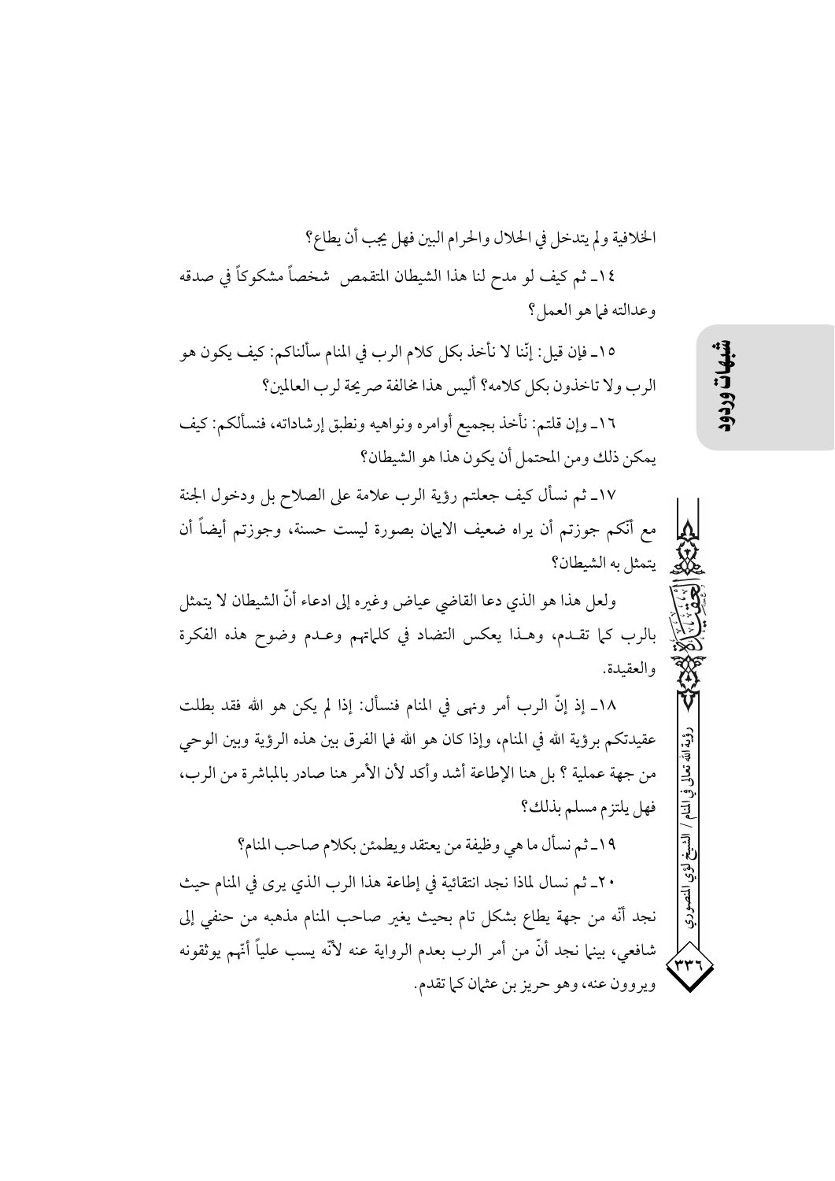الخلافية ولم يتدخل في الحلال والحرام البين فهل يجب أن يطاع؟

١٤ـ ثم كيف لو مدح لنا هذا الشيطان المتقمص شخصاً مشكوكاً في صدقه وعدالته فما هو العمل؟

١٥ـ فإن قيل: إنّنا لا نأخذ بكل كلام الرب في المنام سألناكم: كيف يكون هو الرب ولا تاخذون بكل كلامه؟ أليس هذا مخالفة صريحة لرب العالمين؟

١٦ـ وإن قلتم: نأخذ بجميع أوامره ونواهيه ونطبق إرشاداته، فنسألكم: كيف يمكن ذلك ومن المحتمل أن يكون هذا هو الشيطان؟

١٧ـ ثم نسأل كيف جعلتم رؤية الرب علامة على الصلاح بل ودخول الجنة مع أنّكم جوزتم أن يراه ضعيف الايمان بصورة ليست حسنة، وجوزتم أيضاً أن يتمثل به الشيطان؟

ولعل هذا هو الذي دعا القاضي عياض وغيره إلى ادعاء أنّ الشيطان لا يتمثل بالرب كما تقدم، وهـذا يعكس التضاد في كلماتهم وعـدم وضوح هذه الفكرة والعقيدة.

١٨ـ إذ إنّ الرب أمر ونهى في المنام فنسأل: إذا لم يكن هو الله فقد بطلت عقيدتكم برؤية الله في المنام، وإذا كان هو الله فما الفرق بين هذه الرؤية وبين الوحي من جهة عملية ؟ بل هنا الإطاعة أشد وأكد لأن الأمر هنا صادر بالمباشرة من الرب، فهل يلتزم مسلم بذلك؟

١٩ـ ثم نسأل ما هي وظيفة من يعتقد ويطمئن بكلام صاحب المنام؟

٢٠ـ ثم نسال لماذا نجد انتقائية في إطاعة هذا الرب الذي يرى في المنام حيث نجد أنّه من جهة يطاع بشكل تام بحيث يغير صاحب المنام مذهبه من حنفي إلى شافعي، بينما نجد أنّ من أمر الرب بعدم الرواية عنه لأنّه يسب علياً أنّهم يوثقونه ويروون عنه، وهو حريز بن عثمان كما تقدم.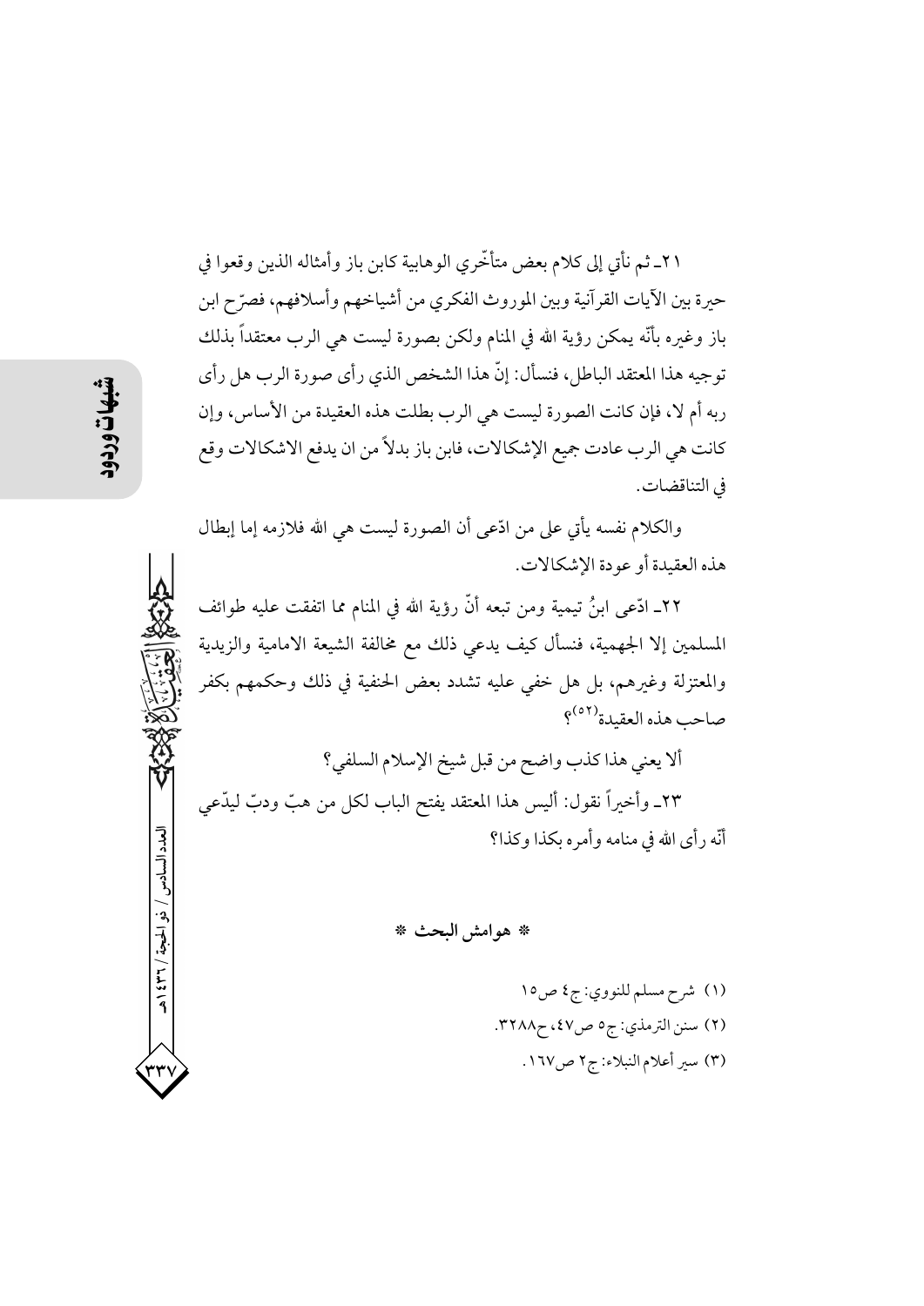٢١ـ ثم نأتي إلى كلام بعض متأخّري الوهابية كابن باز وأمثاله الذين وقعوا في حيرة بين الآيات القرآنية وبين الموروث الفكري من أشياخهم وأسلافهم، فصرّح ابن باز وغيره بأنّه يمكن رؤية الله في المنام ولكن بصورة ليست هي الرب معتقداً بذلك توجيه هذا المعتقد الباطل، فنسأل: إنّ هذا الشخص الذي رأى صورة الرب هل رأى ربه أم لا، فإن كانت الصورة ليست هي الرب بطلت هذه العقيدة من الأساس، وإن كانت هي الرب عادت جميع الإشكالات، فابن باز بدلاً من ان يدفع الاشكالات وقع في التناقضات.

والكلام نفسه يأتي على من ادّعى أن الصورة ليست هي الله فلازمه إما إبطال هذه العقيدة أو عودة الإشكالات.

٢٢ـ ادّعى ابنُ تيمية ومن تبعه أنّ رؤية الله في المنام مما اتفقت عليه طوائف المسلمين إلا الجهمية، فنسأل كيف يدعي ذلك مع مخالفة الشيعة الامامية والزيدية والمعتزلة وغيرهم، بل هل خفي عليه تشدد بعض الحنفية في ذلك وحكمهم بكفر صاحب هذه العقيدة(٥٢)؟

ألا يعني هذا كذب واضح من قبل شيخ الإسلام السلفي؟

٢٣ـ وأخيراً نقول: أليس هذا المعتقد يفتح الباب لكل من هبّ ودبّ ليدّعي أنّه رأى الله في منامه وأمره بكذا وكذا؟

### * هوامش البحث *

(١) شرح مسلم للنووي: ج٤ ص١٥

(٢) سنن الترمذي: ج٥ ص٤٧، ح٣٢٨٨.

(٣) سير أعلام النبلاء: ج٢ ص١٦٧.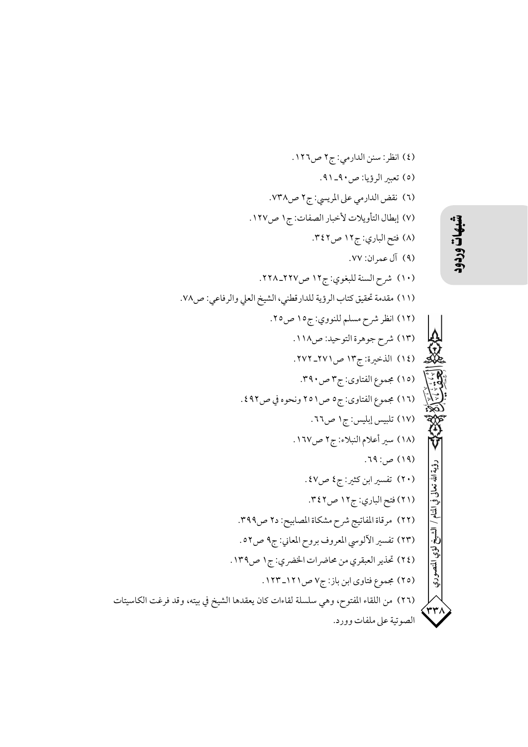(٤) انظر: سنن الدارمي: ج٢ ص١٢٦.

(٥) تعبير الرؤيا: ص٩٠-٩١.

(٦) نقض الدارمي على المريسي: ج٢ ص٧٣٨.

(٧) إبطال التأويلات لأخبار الصفات: ج١ ص١٢٧.

(٨) فتح الباري: ج١٢ ص٣٤٢.

(٩) آل عمران: ٧٧.

(١٠) شرح السنة للبغوي: ج١٢ ص٢٢٧-٢٢٨.

(١١) مقدمة تحقيق كتاب الرؤية للدارقطني، الشيخ العلي والرفاعي: ص٧٨.

(١٢) انظر شرح مسلم للنووي: ج١٥ ص٢٥.

(١٣) شرح جوهرة التوحيد: ص١١٨.

(١٤) الذخيرة: ج١٣ ص٢٧١-٢٧٢.

(١٥) مجموع الفتاوى: ج٣ ص٣٩٠.

(١٦) مجموع الفتاوى: ج٥ ص٢٥١ ونحوه في ص٤٩٢.

(١٧) تلبيس إبليس: ج١ ص٦٦.

(١٨) سير أعلام النبلاء: ج٢ ص١٦٧.

(١٩) ص: ٦٩.

(٢٠) تفسير ابن كثير: ج٤ ص٤٧.

(٢١) فتح الباري: ج١٢ ص٣٤٢.

(٢٢) مرقاة المفاتيح شرح مشكاة المصابيح: د٢ ص٣٩٩.

(٢٣) تفسير الآلوسي المعروف بروح المعاني: ج٩ ص٥٢.

(٢٤) تحذير العبقري من محاضرات الخضري: ج١ ص١٣٩.

(٢٥) مجموع فتاوى ابن باز: ج٧ ص١٢١-١٢٣.

(٢٦) من اللقاء المفتوح، وهي سلسلة لقاءات كان يعقدها الشيخ في بيته، وقد فرغت الكاسيتات الصوتية على ملفات وورد.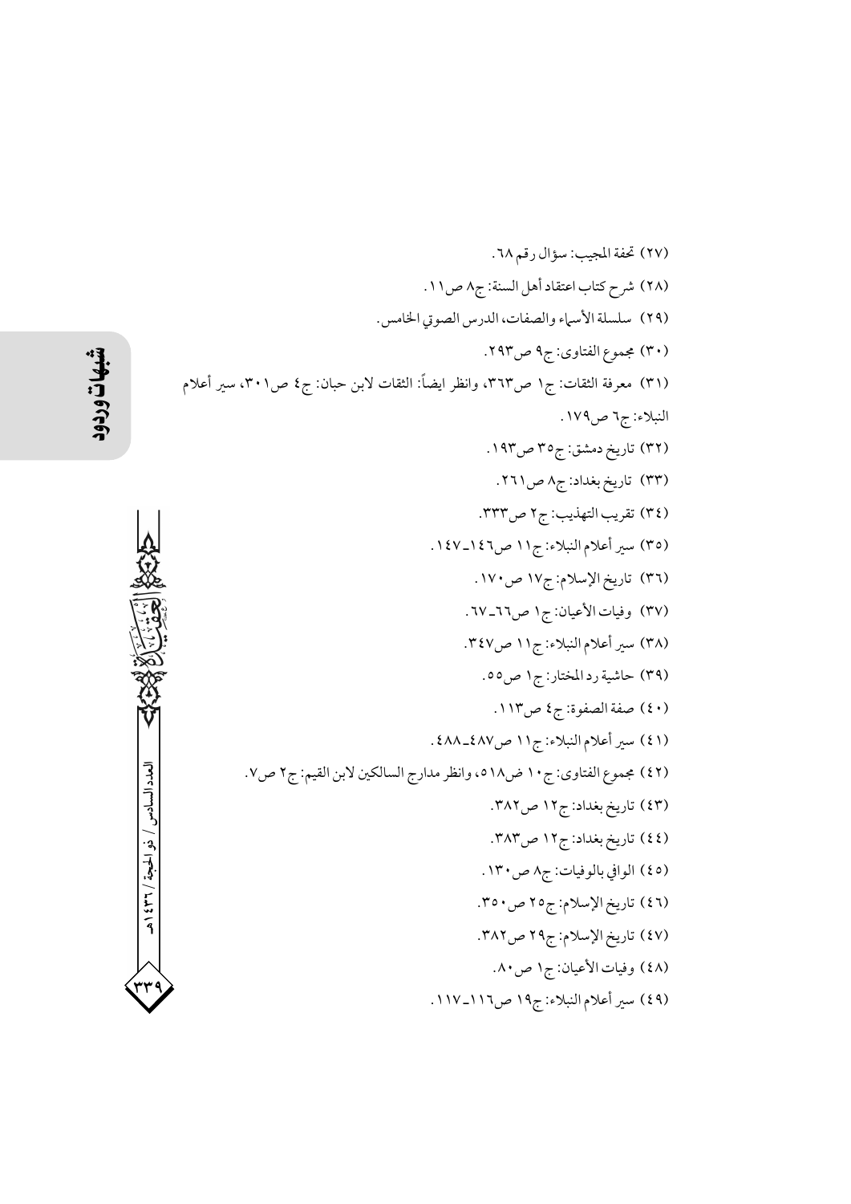(٢٧) تحفة المجيب: سؤال رقم ٦٨.

(٢٨) شرح كتاب اعتقاد أهل السنة: ج٨ ص١١.

(٢٩) سلسلة الأسماء والصفات، الدرس الصوتي الخامس.

(٣٠) مجموع الفتاوى: ج٩ ص٢٩٣.

(٣١) معرفة الثقات: ج١ ص٣٦٣، وانظر ايضاً: الثقات لابن حبان: ج٤ ص٣٠١، سير أعلام النبلاء: ج٦ ص١٧٩.

(٣٢) تاريخ دمشق: ج٣٥ ص١٩٣.

(٣٣) تاريخ بغداد: ج٨ ص٢٦١.

(٣٤) تقريب التهذيب: ج٢ ص٣٣٣.

(٣٥) سير أعلام النبلاء: ج١١ ص١٤٦ـ١٤٧.

(٣٦) تاريخ الإسلام: ج١٧ ص١٧٠.

(٣٧) وفيات الأعيان: ج١ ص٦٦ـ٦٧.

(٣٨) سير أعلام النبلاء: ج١١ ص٣٤٧.

(٣٩) حاشية رد المختار: ج١ ص٥٥.

(٤٠) صفة الصفوة: ج٤ ص١١٣.

(٤١) سير أعلام النبلاء: ج١١ ص٤٨٧ـ٤٨٨.

(٤٢) مجموع الفتاوى: ج١٠ ض٥١٨، وانظر مدارج السالكين لابن القيم: ج٢ ص٧.

(٤٣) تاريخ بغداد: ج١٢ ص٣٨٢.

(٤٤) تاريخ بغداد: ج١٢ ص٣٨٣.

(٤٥) الوافي بالوفيات: ج٨ ص١٣٠.

(٤٦) تاريخ الإسلام: ج٢٥ ص٣٥٠.

(٤٧) تاريخ الإسلام: ج٢٩ ص٣٨٢.

(٤٨) وفيات الأعيان: ج١ ص٨٠.

(٤٩) سير أعلام النبلاء: ج١٩ ص١١٦ـ١١٧.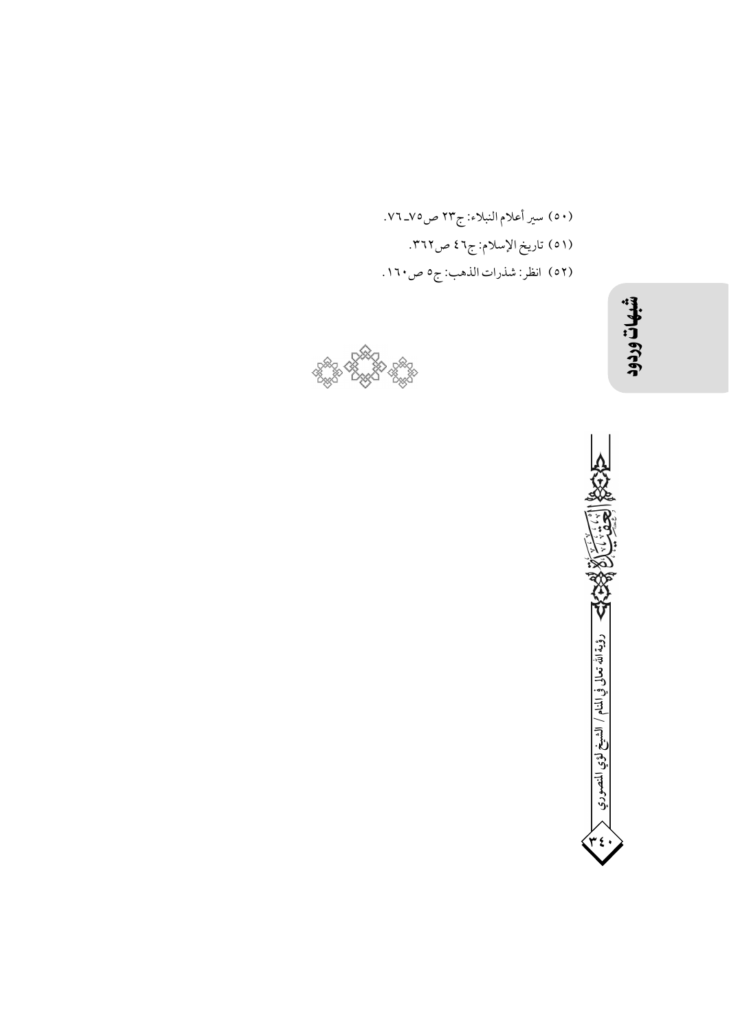(٥٠) سير أعلام النبلاء: ج٢٣ ص٧٥ـ٧٦.

(٥١) تاريخ الإسلام: ج٤٦ ص٣٦٢.

(٥٢) انظر: شذرات الذهب: ج٥ ص١٦٠.